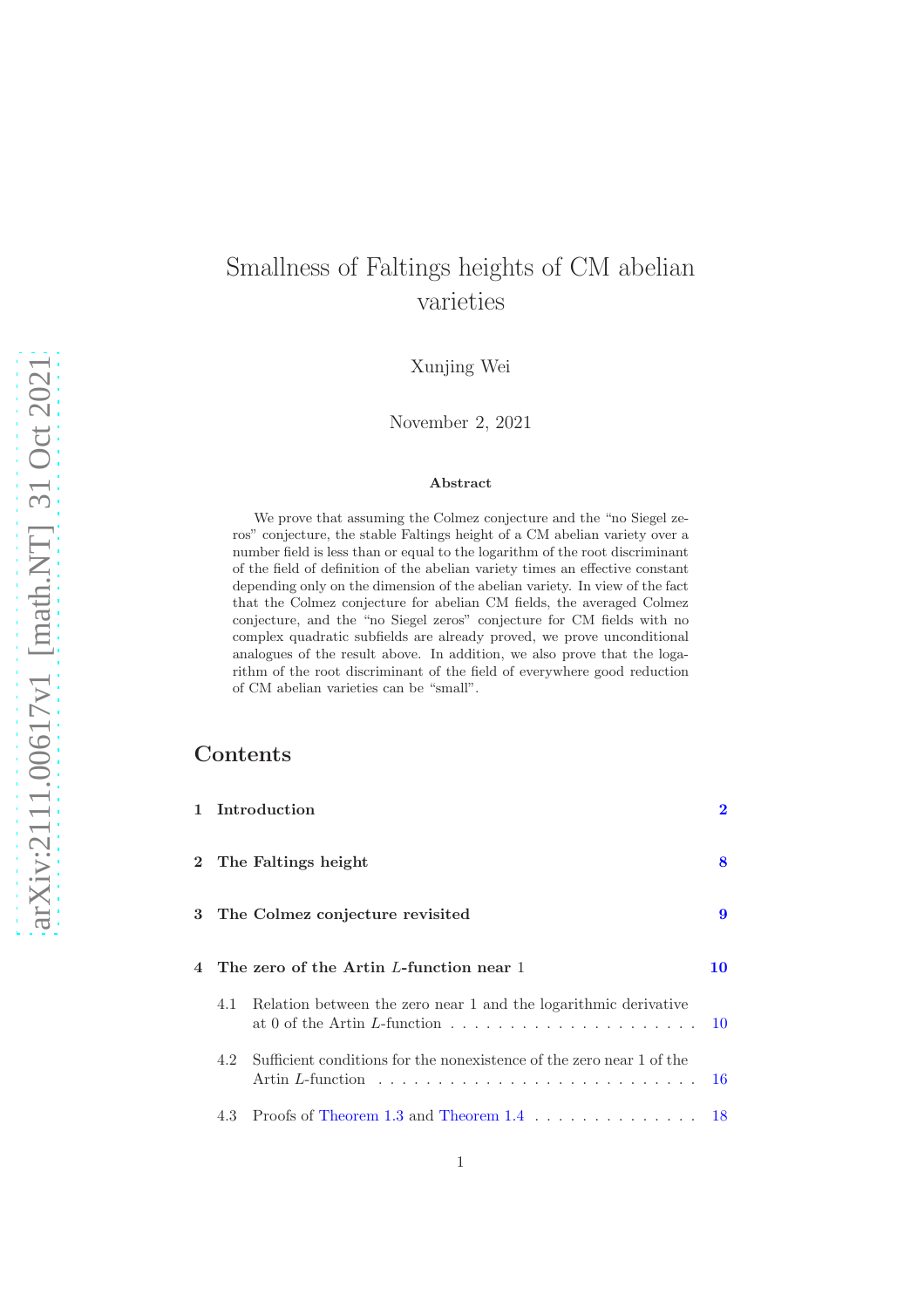# Smallness of Faltings heights of CM abelian varieties

Xunjing Wei

November 2, 2021

**Abstract**

We prove that assuming the Colmez conjecture and the "no Siegel zeros" conjecture, the stable Faltings height of a CM abelian variety over a number field is less than or equal to the logarithm of the root discriminant of the field of definition of the abelian variety times an effective constant depending only on the dimension of the abelian variety. In view of the fact that the Colmez conjecture for abelian CM fields, the averaged Colmez conjecture, and the "no Siegel zeros" conjecture for CM fields with no complex quadratic subfields are already proved, we prove unconditional analogues of the result above. In addition, we also prove that the logarithm of the root discriminant of the field of everywhere good reduction of CM abelian varieties can be "small".

## Contents

1 **Introduction** 2

2 **The Faltings height** 8

3 **The Colmez conjecture revisited** 9

4 **The zero of the Artin $L$-function near 1** 10

4.1 Relation between the zero near 1 and the logarithmic derivative at 0 of the Artin $L$-function 10

4.2 Sufficient conditions for the nonexistence of the zero near 1 of the Artin $L$-function 16

4.3 Proofs of Theorem 1.3 and Theorem 1.4 18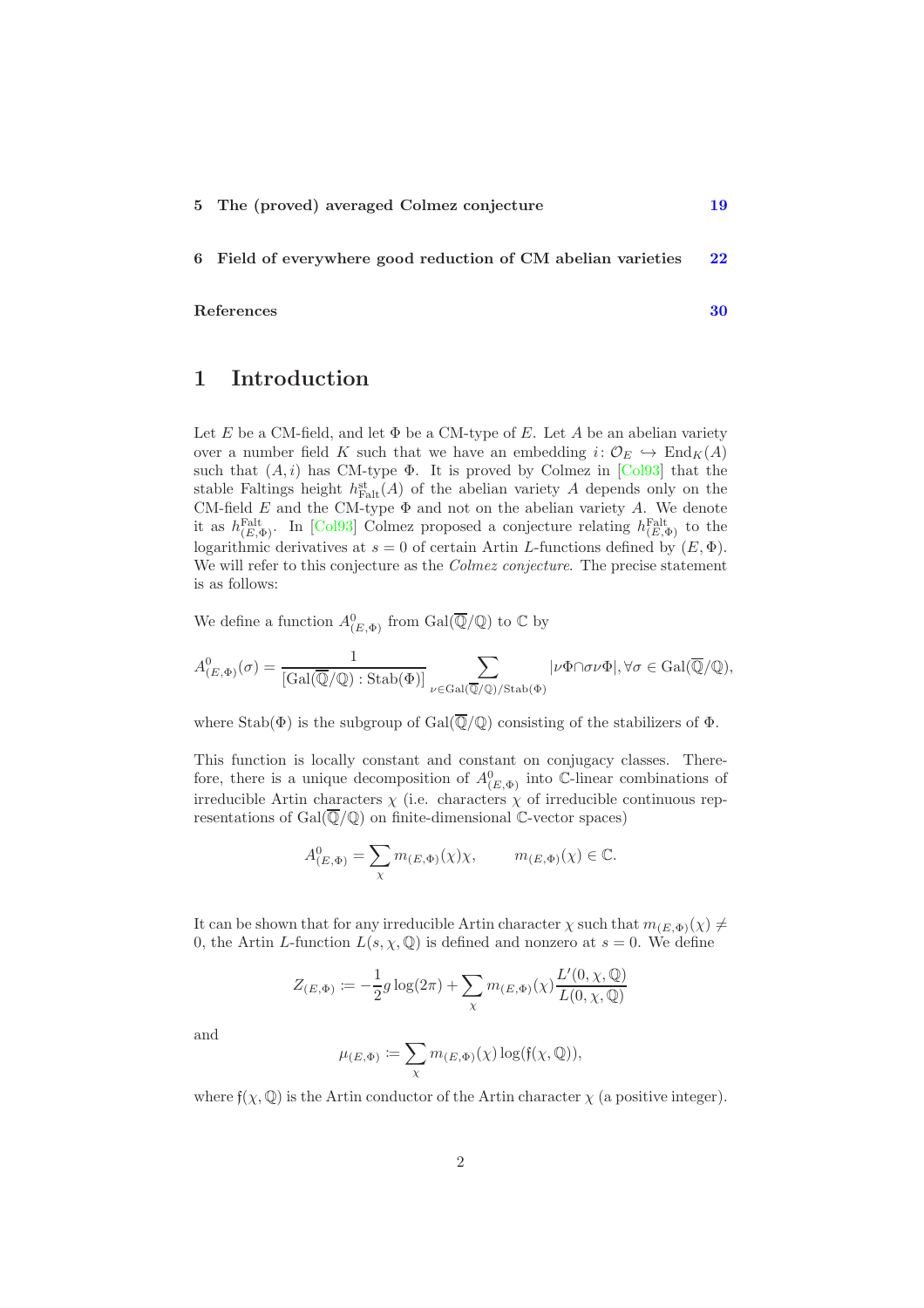| | | |
|---|---|---|
| 5 | **The (proved) averaged Colmez conjecture** | **19** |
| 6 | **Field of everywhere good reduction of CM abelian varieties** | **22** |
| | **References** | **30** |

# 1 Introduction

Let $E$ be a CM-field, and let $\Phi$ be a CM-type of $E$. Let $A$ be an abelian variety over a number field $K$ such that we have an embedding $i\colon \mathcal{O}_E \hookrightarrow \mathrm{End}_K(A)$ such that $(A, i)$ has CM-type $\Phi$. It is proved by Colmez in [Col93] that the stable Faltings height $h^{\mathrm{st}}_{\mathrm{Falt}}(A)$ of the abelian variety $A$ depends only on the CM-field $E$ and the CM-type $\Phi$ and not on the abelian variety $A$. We denote it as $h^{\mathrm{Falt}}_{(E,\Phi)}$. In [Col93] Colmez proposed a conjecture relating $h^{\mathrm{Falt}}_{(E,\Phi)}$ to the logarithmic derivatives at $s = 0$ of certain Artin $L$-functions defined by $(E, \Phi)$. We will refer to this conjecture as the *Colmez conjecture*. The precise statement is as follows:

We define a function $A^0_{(E,\Phi)}$ from $\mathrm{Gal}(\overline{\mathbb{Q}}/\mathbb{Q})$ to $\mathbb{C}$ by

$$A^0_{(E,\Phi)}(\sigma) = \frac{1}{[\mathrm{Gal}(\overline{\mathbb{Q}}/\mathbb{Q}) : \mathrm{Stab}(\Phi)]} \sum_{\nu \in \mathrm{Gal}(\overline{\mathbb{Q}}/\mathbb{Q})/\mathrm{Stab}(\Phi)} |\nu\Phi \cap \sigma\nu\Phi|, \forall \sigma \in \mathrm{Gal}(\overline{\mathbb{Q}}/\mathbb{Q}),$$

where $\mathrm{Stab}(\Phi)$ is the subgroup of $\mathrm{Gal}(\overline{\mathbb{Q}}/\mathbb{Q})$ consisting of the stabilizers of $\Phi$.

This function is locally constant and constant on conjugacy classes. Therefore, there is a unique decomposition of $A^0_{(E,\Phi)}$ into $\mathbb{C}$-linear combinations of irreducible Artin characters $\chi$ (i.e. characters $\chi$ of irreducible continuous representations of $\mathrm{Gal}(\overline{\mathbb{Q}}/\mathbb{Q})$ on finite-dimensional $\mathbb{C}$-vector spaces)

$$A^0_{(E,\Phi)} = \sum_{\chi} m_{(E,\Phi)}(\chi)\chi, \qquad m_{(E,\Phi)}(\chi) \in \mathbb{C}.$$

It can be shown that for any irreducible Artin character $\chi$ such that $m_{(E,\Phi)}(\chi) \neq 0$, the Artin $L$-function $L(s, \chi, \mathbb{Q})$ is defined and nonzero at $s = 0$. We define

$$Z_{(E,\Phi)} \coloneqq -\frac{1}{2} g \log(2\pi) + \sum_{\chi} m_{(E,\Phi)}(\chi) \frac{L'(0, \chi, \mathbb{Q})}{L(0, \chi, \mathbb{Q})}$$

and

$$\mu_{(E,\Phi)} \coloneqq \sum_{\chi} m_{(E,\Phi)}(\chi) \log(\mathfrak{f}(\chi, \mathbb{Q})),$$

where $\mathfrak{f}(\chi, \mathbb{Q})$ is the Artin conductor of the Artin character $\chi$ (a positive integer).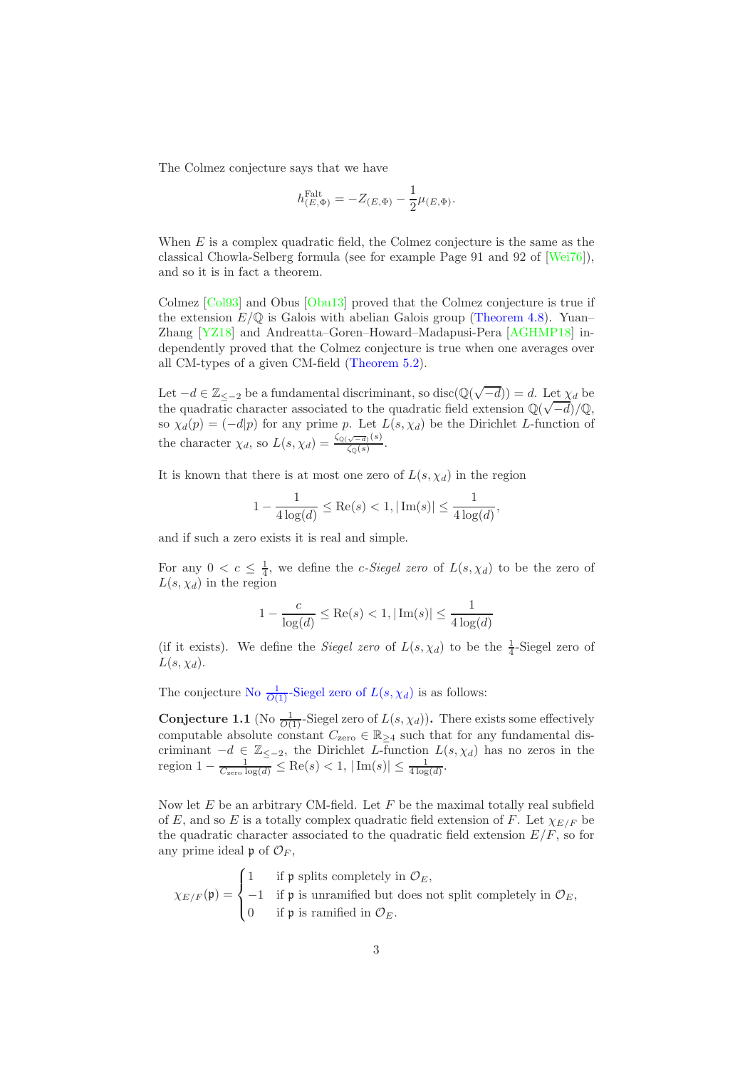The Colmez conjecture says that we have

$$h^{\mathrm{Falt}}_{(E,\Phi)} = -Z_{(E,\Phi)} - \frac{1}{2}\mu_{(E,\Phi)}.$$

When $E$ is a complex quadratic field, the Colmez conjecture is the same as the classical Chowla-Selberg formula (see for example Page 91 and 92 of [Wei76]), and so it is in fact a theorem.

Colmez [Col93] and Obus [Obu13] proved that the Colmez conjecture is true if the extension $E/\mathbb{Q}$ is Galois with abelian Galois group (Theorem 4.8). Yuan–Zhang [YZ18] and Andreatta–Goren–Howard–Madapusi-Pera [AGHMP18] independently proved that the Colmez conjecture is true when one averages over all CM-types of a given CM-field (Theorem 5.2).

Let $-d \in \mathbb{Z}_{\leq -2}$ be a fundamental discriminant, so $\mathrm{disc}(\mathbb{Q}(\sqrt{-d})) = d$. Let $\chi_d$ be the quadratic character associated to the quadratic field extension $\mathbb{Q}(\sqrt{-d})/\mathbb{Q}$, so $\chi_d(p) = (-d|p)$ for any prime $p$. Let $L(s, \chi_d)$ be the Dirichlet $L$-function of the character $\chi_d$, so $L(s, \chi_d) = \frac{\zeta_{\mathbb{Q}(\sqrt{-d})}(s)}{\zeta_{\mathbb{Q}}(s)}$.

It is known that there is at most one zero of $L(s, \chi_d)$ in the region

$$1 - \frac{1}{4\log(d)} \leq \mathrm{Re}(s) < 1, |\,\mathrm{Im}(s)| \leq \frac{1}{4\log(d)},$$

and if such a zero exists it is real and simple.

For any $0 < c \leq \frac{1}{4}$, we define the *$c$-Siegel zero* of $L(s, \chi_d)$ to be the zero of $L(s, \chi_d)$ in the region

$$1 - \frac{c}{\log(d)} \leq \mathrm{Re}(s) < 1, |\,\mathrm{Im}(s)| \leq \frac{1}{4\log(d)}$$

(if it exists). We define the *Siegel zero* of $L(s, \chi_d)$ to be the $\frac{1}{4}$-Siegel zero of $L(s, \chi_d)$.

The conjecture No $\frac{1}{O(1)}$-Siegel zero of $L(s, \chi_d)$ is as follows:

**Conjecture 1.1** (No $\frac{1}{O(1)}$-Siegel zero of $L(s, \chi_d)$)**.** There exists some effectively computable absolute constant $C_{\mathrm{zero}} \in \mathbb{R}_{\geq 4}$ such that for any fundamental discriminant $-d \in \mathbb{Z}_{\leq -2}$, the Dirichlet $L$-function $L(s, \chi_d)$ has no zeros in the region $1 - \frac{1}{C_{\mathrm{zero}}\log(d)} \leq \mathrm{Re}(s) < 1$, $|\,\mathrm{Im}(s)| \leq \frac{1}{4\log(d)}$.

Now let $E$ be an arbitrary CM-field. Let $F$ be the maximal totally real subfield of $E$, and so $E$ is a totally complex quadratic field extension of $F$. Let $\chi_{E/F}$ be the quadratic character associated to the quadratic field extension $E/F$, so for any prime ideal $\mathfrak{p}$ of $\mathcal{O}_F$,

$$\chi_{E/F}(\mathfrak{p}) = \begin{cases} 1 & \text{if } \mathfrak{p} \text{ splits completely in } \mathcal{O}_E, \\ -1 & \text{if } \mathfrak{p} \text{ is unramified but does not split completely in } \mathcal{O}_E, \\ 0 & \text{if } \mathfrak{p} \text{ is ramified in } \mathcal{O}_E. \end{cases}$$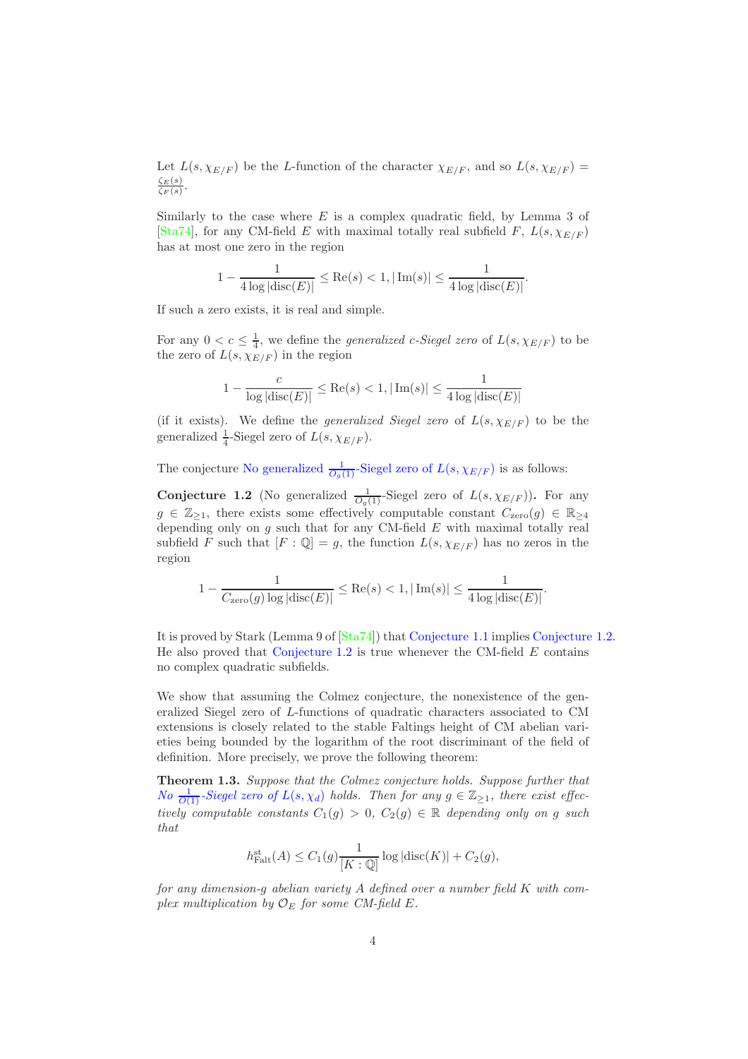Let $L(s, \chi_{E/F})$ be the $L$-function of the character $\chi_{E/F}$, and so $L(s, \chi_{E/F}) = \frac{\zeta_E(s)}{\zeta_F(s)}$.

Similarly to the case where $E$ is a complex quadratic field, by Lemma 3 of [Sta74], for any CM-field $E$ with maximal totally real subfield $F$, $L(s, \chi_{E/F})$ has at most one zero in the region

$$1 - \frac{1}{4 \log |\mathrm{disc}(E)|} \leq \mathrm{Re}(s) < 1, |\mathrm{Im}(s)| \leq \frac{1}{4 \log |\mathrm{disc}(E)|}.$$

If such a zero exists, it is real and simple.

For any $0 < c \leq \frac{1}{4}$, we define the *generalized c-Siegel zero* of $L(s, \chi_{E/F})$ to be the zero of $L(s, \chi_{E/F})$ in the region

$$1 - \frac{c}{\log |\mathrm{disc}(E)|} \leq \mathrm{Re}(s) < 1, |\mathrm{Im}(s)| \leq \frac{1}{4 \log |\mathrm{disc}(E)|}$$

(if it exists). We define the *generalized Siegel zero* of $L(s, \chi_{E/F})$ to be the generalized $\frac{1}{4}$-Siegel zero of $L(s, \chi_{E/F})$.

The conjecture No generalized $\frac{1}{O_g(1)}$-Siegel zero of $L(s, \chi_{E/F})$ is as follows:

**Conjecture 1.2** (No generalized $\frac{1}{O_g(1)}$-Siegel zero of $L(s, \chi_{E/F})$)**.** For any $g \in \mathbb{Z}_{\geq 1}$, there exists some effectively computable constant $C_{\mathrm{zero}}(g) \in \mathbb{R}_{\geq 4}$ depending only on $g$ such that for any CM-field $E$ with maximal totally real subfield $F$ such that $[F : \mathbb{Q}] = g$, the function $L(s, \chi_{E/F})$ has no zeros in the region

$$1 - \frac{1}{C_{\mathrm{zero}}(g) \log |\mathrm{disc}(E)|} \leq \mathrm{Re}(s) < 1, |\mathrm{Im}(s)| \leq \frac{1}{4 \log |\mathrm{disc}(E)|}.$$

It is proved by Stark (Lemma 9 of [Sta74]) that Conjecture 1.1 implies Conjecture 1.2. He also proved that Conjecture 1.2 is true whenever the CM-field $E$ contains no complex quadratic subfields.

We show that assuming the Colmez conjecture, the nonexistence of the generalized Siegel zero of $L$-functions of quadratic characters associated to CM extensions is closely related to the stable Faltings height of CM abelian varieties being bounded by the logarithm of the root discriminant of the field of definition. More precisely, we prove the following theorem:

**Theorem 1.3.** *Suppose that the Colmez conjecture holds. Suppose further that No $\frac{1}{O(1)}$-Siegel zero of $L(s, \chi_d)$ holds. Then for any $g \in \mathbb{Z}_{\geq 1}$, there exist effectively computable constants $C_1(g) > 0$, $C_2(g) \in \mathbb{R}$ depending only on $g$ such that*

$$h^{\mathrm{st}}_{\mathrm{Falt}}(A) \leq C_1(g) \frac{1}{[K : \mathbb{Q}]} \log |\mathrm{disc}(K)| + C_2(g),$$

*for any dimension-$g$ abelian variety $A$ defined over a number field $K$ with complex multiplication by $\mathcal{O}_E$ for some CM-field $E$.*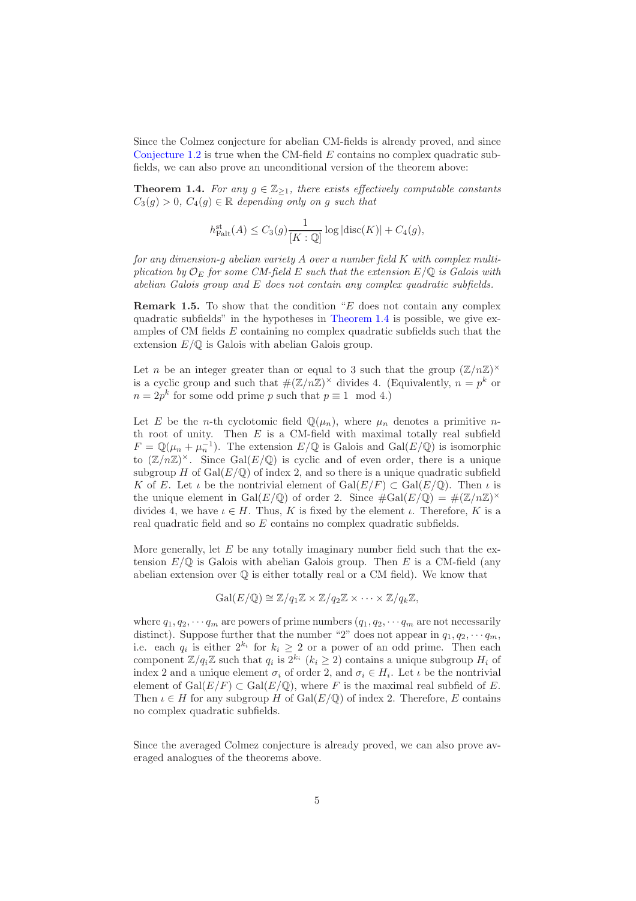Since the Colmez conjecture for abelian CM-fields is already proved, and since Conjecture 1.2 is true when the CM-field $E$ contains no complex quadratic subfields, we can also prove an unconditional version of the theorem above:

**Theorem 1.4.** *For any $g \in \mathbb{Z}_{\geq 1}$, there exists effectively computable constants $C_3(g) > 0$, $C_4(g) \in \mathbb{R}$ depending only on $g$ such that*

$$h^{\mathrm{st}}_{\mathrm{Falt}}(A) \leq C_3(g) \frac{1}{[K:\mathbb{Q}]} \log|\mathrm{disc}(K)| + C_4(g),$$

*for any dimension-$g$ abelian variety $A$ over a number field $K$ with complex multiplication by $\mathcal{O}_E$ for some CM-field $E$ such that the extension $E/\mathbb{Q}$ is Galois with abelian Galois group and $E$ does not contain any complex quadratic subfields.*

**Remark 1.5.** To show that the condition "$E$ does not contain any complex quadratic subfields" in the hypotheses in Theorem 1.4 is possible, we give examples of CM fields $E$ containing no complex quadratic subfields such that the extension $E/\mathbb{Q}$ is Galois with abelian Galois group.

Let $n$ be an integer greater than or equal to 3 such that the group $(\mathbb{Z}/n\mathbb{Z})^\times$ is a cyclic group and such that $\#(\mathbb{Z}/n\mathbb{Z})^\times$ divides 4. (Equivalently, $n = p^k$ or $n = 2p^k$ for some odd prime $p$ such that $p \equiv 1 \mod 4$.)

Let $E$ be the $n$-th cyclotomic field $\mathbb{Q}(\mu_n)$, where $\mu_n$ denotes a primitive $n$-th root of unity. Then $E$ is a CM-field with maximal totally real subfield $F = \mathbb{Q}(\mu_n + \mu_n^{-1})$. The extension $E/\mathbb{Q}$ is Galois and $\mathrm{Gal}(E/\mathbb{Q})$ is isomorphic to $(\mathbb{Z}/n\mathbb{Z})^\times$. Since $\mathrm{Gal}(E/\mathbb{Q})$ is cyclic and of even order, there is a unique subgroup $H$ of $\mathrm{Gal}(E/\mathbb{Q})$ of index 2, and so there is a unique quadratic subfield $K$ of $E$. Let $\iota$ be the nontrivial element of $\mathrm{Gal}(E/F) \subset \mathrm{Gal}(E/\mathbb{Q})$. Then $\iota$ is the unique element in $\mathrm{Gal}(E/\mathbb{Q})$ of order 2. Since $\#\mathrm{Gal}(E/\mathbb{Q}) = \#(\mathbb{Z}/n\mathbb{Z})^\times$ divides 4, we have $\iota \in H$. Thus, $K$ is fixed by the element $\iota$. Therefore, $K$ is a real quadratic field and so $E$ contains no complex quadratic subfields.

More generally, let $E$ be any totally imaginary number field such that the extension $E/\mathbb{Q}$ is Galois with abelian Galois group. Then $E$ is a CM-field (any abelian extension over $\mathbb{Q}$ is either totally real or a CM field). We know that

$$\mathrm{Gal}(E/\mathbb{Q}) \cong \mathbb{Z}/q_1\mathbb{Z} \times \mathbb{Z}/q_2\mathbb{Z} \times \cdots \times \mathbb{Z}/q_k\mathbb{Z},$$

where $q_1, q_2, \cdots q_m$ are powers of prime numbers ($q_1, q_2, \cdots q_m$ are not necessarily distinct). Suppose further that the number "2" does not appear in $q_1, q_2, \cdots q_m$, i.e. each $q_i$ is either $2^{k_i}$ for $k_i \geq 2$ or a power of an odd prime. Then each component $\mathbb{Z}/q_i\mathbb{Z}$ such that $q_i$ is $2^{k_i}$ ($k_i \geq 2$) contains a unique subgroup $H_i$ of index 2 and a unique element $\sigma_i$ of order 2, and $\sigma_i \in H_i$. Let $\iota$ be the nontrivial element of $\mathrm{Gal}(E/F) \subset \mathrm{Gal}(E/\mathbb{Q})$, where $F$ is the maximal real subfield of $E$. Then $\iota \in H$ for any subgroup $H$ of $\mathrm{Gal}(E/\mathbb{Q})$ of index 2. Therefore, $E$ contains no complex quadratic subfields.

Since the averaged Colmez conjecture is already proved, we can also prove averaged analogues of the theorems above.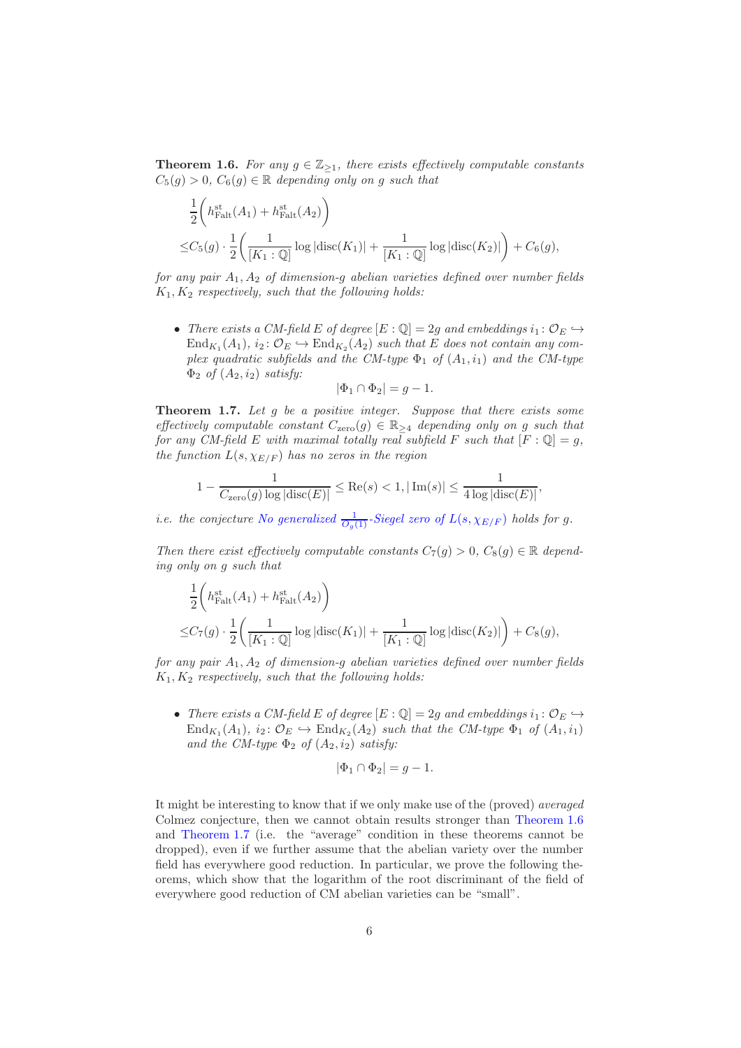**Theorem 1.6.** *For any $g \in \mathbb{Z}_{\geq 1}$, there exists effectively computable constants $C_5(g) > 0$, $C_6(g) \in \mathbb{R}$ depending only on $g$ such that*

$$\begin{aligned}
&\frac{1}{2}\bigg(h^{\text{st}}_{\text{Falt}}(A_1) + h^{\text{st}}_{\text{Falt}}(A_2)\bigg) \\
\leq & C_5(g) \cdot \frac{1}{2}\bigg(\frac{1}{[K_1 : \mathbb{Q}]} \log|\text{disc}(K_1)| + \frac{1}{[K_1 : \mathbb{Q}]} \log|\text{disc}(K_2)|\bigg) + C_6(g),
\end{aligned}$$

*for any pair $A_1, A_2$ of dimension-$g$ abelian varieties defined over number fields $K_1, K_2$ respectively, such that the following holds:*

- *There exists a CM-field $E$ of degree $[E : \mathbb{Q}] = 2g$ and embeddings $i_1 \colon \mathcal{O}_E \hookrightarrow \text{End}_{K_1}(A_1)$, $i_2 \colon \mathcal{O}_E \hookrightarrow \text{End}_{K_2}(A_2)$ such that $E$ does not contain any complex quadratic subfields and the CM-type $\Phi_1$ of $(A_1, i_1)$ and the CM-type $\Phi_2$ of $(A_2, i_2)$ satisfy:*
$$|\Phi_1 \cap \Phi_2| = g - 1.$$

**Theorem 1.7.** *Let $g$ be a positive integer. Suppose that there exists some effectively computable constant $C_{\text{zero}}(g) \in \mathbb{R}_{\geq 4}$ depending only on $g$ such that for any CM-field $E$ with maximal totally real subfield $F$ such that $[F : \mathbb{Q}] = g$, the function $L(s, \chi_{E/F})$ has no zeros in the region*

$$1 - \frac{1}{C_{\text{zero}}(g) \log|\text{disc}(E)|} \leq \text{Re}(s) < 1, |\,\text{Im}(s)| \leq \frac{1}{4\log|\text{disc}(E)|},$$

*i.e. the conjecture No generalized $\frac{1}{O_g(1)}$-Siegel zero of $L(s, \chi_{E/F})$ holds for $g$.*

*Then there exist effectively computable constants $C_7(g) > 0$, $C_8(g) \in \mathbb{R}$ depending only on $g$ such that*

$$\begin{aligned}
&\frac{1}{2}\bigg(h^{\text{st}}_{\text{Falt}}(A_1) + h^{\text{st}}_{\text{Falt}}(A_2)\bigg) \\
\leq & C_7(g) \cdot \frac{1}{2}\bigg(\frac{1}{[K_1 : \mathbb{Q}]} \log|\text{disc}(K_1)| + \frac{1}{[K_1 : \mathbb{Q}]} \log|\text{disc}(K_2)|\bigg) + C_8(g),
\end{aligned}$$

*for any pair $A_1, A_2$ of dimension-$g$ abelian varieties defined over number fields $K_1, K_2$ respectively, such that the following holds:*

- *There exists a CM-field $E$ of degree $[E : \mathbb{Q}] = 2g$ and embeddings $i_1 \colon \mathcal{O}_E \hookrightarrow \text{End}_{K_1}(A_1)$, $i_2 \colon \mathcal{O}_E \hookrightarrow \text{End}_{K_2}(A_2)$ such that the CM-type $\Phi_1$ of $(A_1, i_1)$ and the CM-type $\Phi_2$ of $(A_2, i_2)$ satisfy:*
$$|\Phi_1 \cap \Phi_2| = g - 1.$$

It might be interesting to know that if we only make use of the (proved) *averaged* Colmez conjecture, then we cannot obtain results stronger than Theorem 1.6 and Theorem 1.7 (i.e. the "average" condition in these theorems cannot be dropped), even if we further assume that the abelian variety over the number field has everywhere good reduction. In particular, we prove the following theorems, which show that the logarithm of the root discriminant of the field of everywhere good reduction of CM abelian varieties can be "small".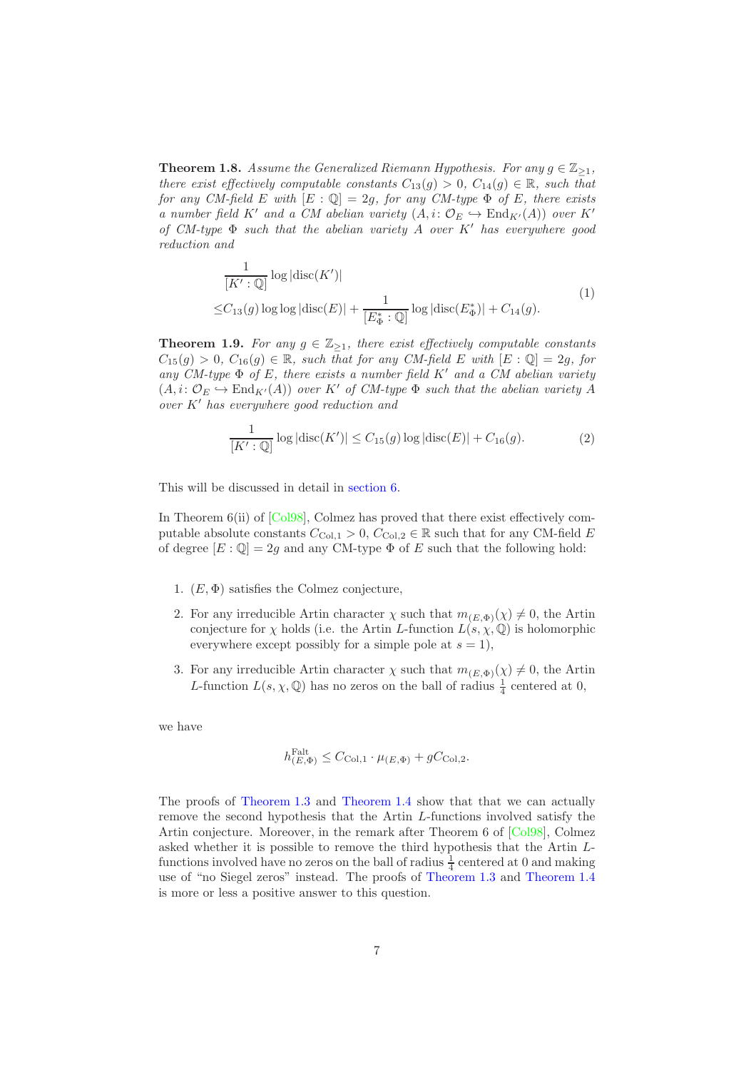**Theorem 1.8.** *Assume the Generalized Riemann Hypothesis. For any $g \in \mathbb{Z}_{\geq 1}$, there exist effectively computable constants $C_{13}(g) > 0$, $C_{14}(g) \in \mathbb{R}$, such that for any CM-field $E$ with $[E : \mathbb{Q}] = 2g$, for any CM-type $\Phi$ of $E$, there exists a number field $K'$ and a CM abelian variety $(A, i\colon \mathcal{O}_E \hookrightarrow \mathrm{End}_{K'}(A))$ over $K'$ of CM-type $\Phi$ such that the abelian variety $A$ over $K'$ has everywhere good reduction and*

$$\begin{aligned}
&\frac{1}{[K' : \mathbb{Q}]} \log|\mathrm{disc}(K')| \\
\leq &C_{13}(g) \log\log|\mathrm{disc}(E)| + \frac{1}{[E^*_\Phi : \mathbb{Q}]} \log|\mathrm{disc}(E^*_\Phi)| + C_{14}(g).
\end{aligned} \tag{1}$$

**Theorem 1.9.** *For any $g \in \mathbb{Z}_{\geq 1}$, there exist effectively computable constants $C_{15}(g) > 0$, $C_{16}(g) \in \mathbb{R}$, such that for any CM-field $E$ with $[E : \mathbb{Q}] = 2g$, for any CM-type $\Phi$ of $E$, there exists a number field $K'$ and a CM abelian variety $(A, i\colon \mathcal{O}_E \hookrightarrow \mathrm{End}_{K'}(A))$ over $K'$ of CM-type $\Phi$ such that the abelian variety $A$ over $K'$ has everywhere good reduction and*

$$\frac{1}{[K' : \mathbb{Q}]} \log|\mathrm{disc}(K')| \leq C_{15}(g) \log|\mathrm{disc}(E)| + C_{16}(g). \tag{2}$$

This will be discussed in detail in section 6.

In Theorem 6(ii) of [Col98], Colmez has proved that there exist effectively computable absolute constants $C_{\mathrm{Col},1} > 0$, $C_{\mathrm{Col},2} \in \mathbb{R}$ such that for any CM-field $E$ of degree $[E : \mathbb{Q}] = 2g$ and any CM-type $\Phi$ of $E$ such that the following hold:

1. $(E, \Phi)$ satisfies the Colmez conjecture,
2. For any irreducible Artin character $\chi$ such that $m_{(E,\Phi)}(\chi) \neq 0$, the Artin conjecture for $\chi$ holds (i.e. the Artin $L$-function $L(s, \chi, \mathbb{Q})$ is holomorphic everywhere except possibly for a simple pole at $s = 1$),
3. For any irreducible Artin character $\chi$ such that $m_{(E,\Phi)}(\chi) \neq 0$, the Artin $L$-function $L(s, \chi, \mathbb{Q})$ has no zeros on the ball of radius $\frac{1}{4}$ centered at 0,

we have

$$h^{\mathrm{Falt}}_{(E,\Phi)} \leq C_{\mathrm{Col},1} \cdot \mu_{(E,\Phi)} + g C_{\mathrm{Col},2}.$$

The proofs of Theorem 1.3 and Theorem 1.4 show that that we can actually remove the second hypothesis that the Artin $L$-functions involved satisfy the Artin conjecture. Moreover, in the remark after Theorem 6 of [Col98], Colmez asked whether it is possible to remove the third hypothesis that the Artin $L$-functions involved have no zeros on the ball of radius $\frac{1}{4}$ centered at 0 and making use of "no Siegel zeros" instead. The proofs of Theorem 1.3 and Theorem 1.4 is more or less a positive answer to this question.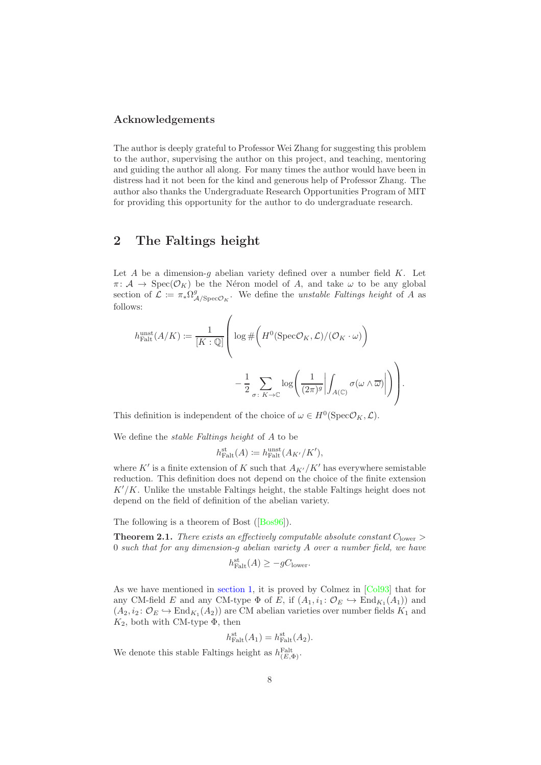### Acknowledgements

The author is deeply grateful to Professor Wei Zhang for suggesting this problem to the author, supervising the author on this project, and teaching, mentoring and guiding the author all along. For many times the author would have been in distress had it not been for the kind and generous help of Professor Zhang. The author also thanks the Undergraduate Research Opportunities Program of MIT for providing this opportunity for the author to do undergraduate research.

## 2 The Faltings height

Let $A$ be a dimension-$g$ abelian variety defined over a number field $K$. Let $\pi\colon \mathcal{A} \to \mathrm{Spec}(\mathcal{O}_K)$ be the Néron model of $A$, and take $\omega$ to be any global section of $\mathcal{L} := \pi_*\Omega^g_{\mathcal{A}/\mathrm{Spec}\mathcal{O}_K}$. We define the *unstable Faltings height* of $A$ as follows:

$$h^{\mathrm{unst}}_{\mathrm{Falt}}(A/K) := \frac{1}{[K:\mathbb{Q}]}\left(\log\#\Big(H^0(\mathrm{Spec}\mathcal{O}_K,\mathcal{L})/(\mathcal{O}_K\cdot\omega)\Big) - \frac{1}{2}\sum_{\sigma\colon K\to\mathbb{C}}\log\left(\frac{1}{(2\pi)^g}\left|\int_{A(\mathbb{C})}\sigma(\omega\wedge\overline{\omega})\right|\right)\right).$$

This definition is independent of the choice of $\omega \in H^0(\mathrm{Spec}\mathcal{O}_K,\mathcal{L})$.

We define the *stable Faltings height* of $A$ to be

$$h^{\mathrm{st}}_{\mathrm{Falt}}(A) := h^{\mathrm{unst}}_{\mathrm{Falt}}(A_{K'}/K'),$$

where $K'$ is a finite extension of $K$ such that $A_{K'}/K'$ has everywhere semistable reduction. This definition does not depend on the choice of the finite extension $K'/K$. Unlike the unstable Faltings height, the stable Faltings height does not depend on the field of definition of the abelian variety.

The following is a theorem of Bost ([Bos96]).

**Theorem 2.1.** *There exists an effectively computable absolute constant $C_{\mathrm{lower}} > 0$ such that for any dimension-$g$ abelian variety $A$ over a number field, we have*

$$h^{\mathrm{st}}_{\mathrm{Falt}}(A) \geq -gC_{\mathrm{lower}}.$$

As we have mentioned in section 1, it is proved by Colmez in [Col93] that for any CM-field $E$ and any CM-type $\Phi$ of $E$, if $(A_1, i_1\colon \mathcal{O}_E \hookrightarrow \mathrm{End}_{K_1}(A_1))$ and $(A_2, i_2\colon \mathcal{O}_E \hookrightarrow \mathrm{End}_{K_1}(A_2))$ are CM abelian varieties over number fields $K_1$ and $K_2$, both with CM-type $\Phi$, then

$$h^{\mathrm{st}}_{\mathrm{Falt}}(A_1) = h^{\mathrm{st}}_{\mathrm{Falt}}(A_2).$$

We denote this stable Faltings height as $h^{\mathrm{Falt}}_{(E,\Phi)}$.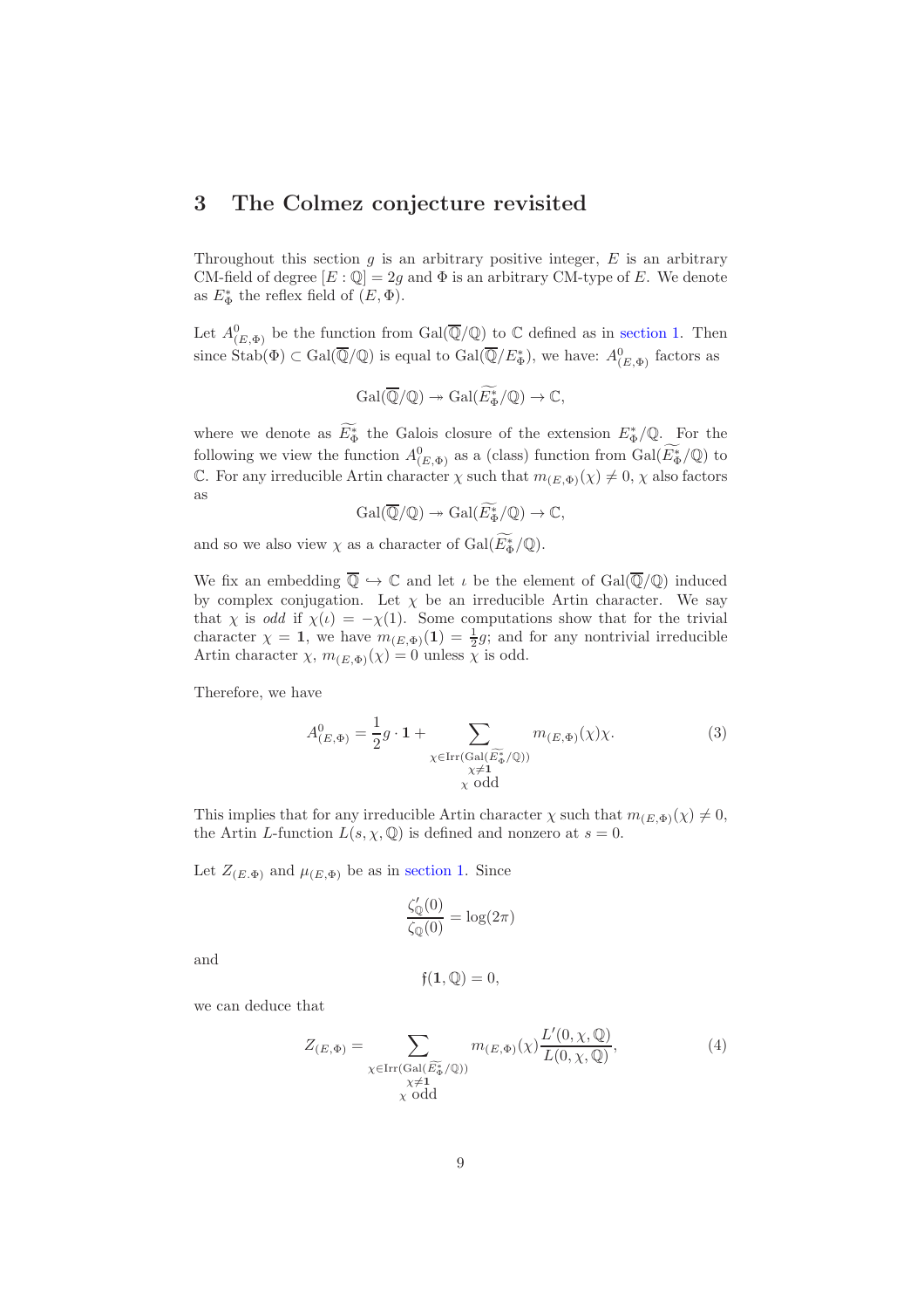## 3 The Colmez conjecture revisited

Throughout this section $g$ is an arbitrary positive integer, $E$ is an arbitrary CM-field of degree $[E:\mathbb{Q}] = 2g$ and $\Phi$ is an arbitrary CM-type of $E$. We denote as $E^*_\Phi$ the reflex field of $(E, \Phi)$.

Let $A^0_{(E,\Phi)}$ be the function from $\mathrm{Gal}(\overline{\mathbb{Q}}/\mathbb{Q})$ to $\mathbb{C}$ defined as in section 1. Then since $\mathrm{Stab}(\Phi) \subset \mathrm{Gal}(\overline{\mathbb{Q}}/\mathbb{Q})$ is equal to $\mathrm{Gal}(\overline{\mathbb{Q}}/E^*_\Phi)$, we have: $A^0_{(E,\Phi)}$ factors as

$$\mathrm{Gal}(\overline{\mathbb{Q}}/\mathbb{Q}) \twoheadrightarrow \mathrm{Gal}(\widetilde{E^*_\Phi}/\mathbb{Q}) \to \mathbb{C},$$

where we denote as $\widetilde{E^*_\Phi}$ the Galois closure of the extension $E^*_\Phi/\mathbb{Q}$. For the following we view the function $A^0_{(E,\Phi)}$ as a (class) function from $\mathrm{Gal}(\widetilde{E^*_\Phi}/\mathbb{Q})$ to $\mathbb{C}$. For any irreducible Artin character $\chi$ such that $m_{(E,\Phi)}(\chi) \neq 0$, $\chi$ also factors as

$$\mathrm{Gal}(\overline{\mathbb{Q}}/\mathbb{Q}) \twoheadrightarrow \mathrm{Gal}(\widetilde{E^*_\Phi}/\mathbb{Q}) \to \mathbb{C},$$

and so we also view $\chi$ as a character of $\mathrm{Gal}(\widetilde{E^*_\Phi}/\mathbb{Q})$.

We fix an embedding $\overline{\mathbb{Q}} \hookrightarrow \mathbb{C}$ and let $\iota$ be the element of $\mathrm{Gal}(\overline{\mathbb{Q}}/\mathbb{Q})$ induced by complex conjugation. Let $\chi$ be an irreducible Artin character. We say that $\chi$ is *odd* if $\chi(\iota) = -\chi(1)$. Some computations show that for the trivial character $\chi = \mathbf{1}$, we have $m_{(E,\Phi)}(\mathbf{1}) = \frac{1}{2}g$; and for any nontrivial irreducible Artin character $\chi$, $m_{(E,\Phi)}(\chi) = 0$ unless $\chi$ is odd.

Therefore, we have

$$A^0_{(E,\Phi)} = \frac{1}{2}g \cdot \mathbf{1} + \sum_{\substack{\chi \in \mathrm{Irr}(\mathrm{Gal}(\widetilde{E^*_\Phi}/\mathbb{Q})) \\ \chi \neq \mathbf{1} \\ \chi \text{ odd}}} m_{(E,\Phi)}(\chi)\chi. \tag{3}$$

This implies that for any irreducible Artin character $\chi$ such that $m_{(E,\Phi)}(\chi) \neq 0$, the Artin $L$-function $L(s, \chi, \mathbb{Q})$ is defined and nonzero at $s = 0$.

Let $Z_{(E.\Phi)}$ and $\mu_{(E,\Phi)}$ be as in section 1. Since

$$\frac{\zeta'_{\mathbb{Q}}(0)}{\zeta_{\mathbb{Q}}(0)} = \log(2\pi)$$

and

$$\mathfrak{f}(\mathbf{1}, \mathbb{Q}) = 0,$$

we can deduce that

$$Z_{(E,\Phi)} = \sum_{\substack{\chi \in \mathrm{Irr}(\mathrm{Gal}(\widetilde{E^*_\Phi}/\mathbb{Q})) \\ \chi \neq \mathbf{1} \\ \chi \text{ odd}}} m_{(E,\Phi)}(\chi) \frac{L'(0, \chi, \mathbb{Q})}{L(0, \chi, \mathbb{Q})}, \tag{4}$$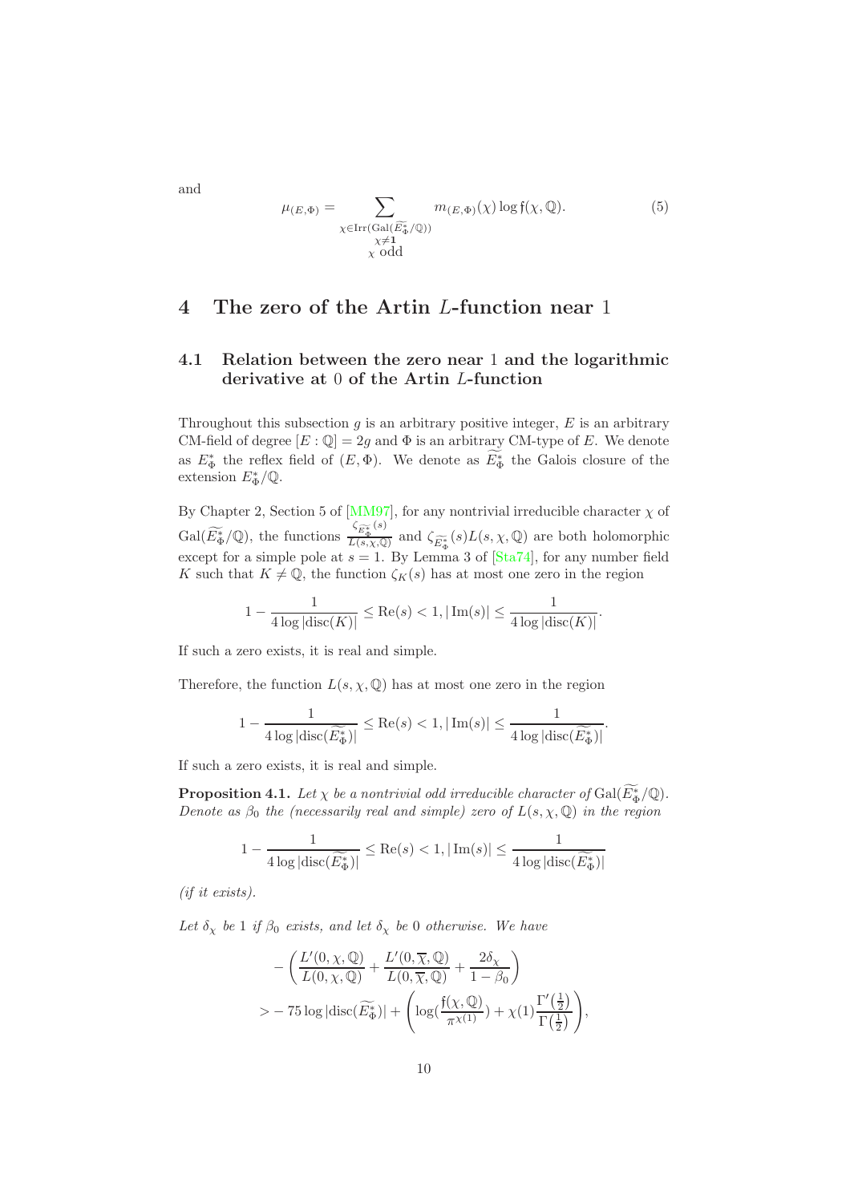and

$$\mu_{(E,\Phi)} = \sum_{\substack{\chi \in \mathrm{Irr}(\mathrm{Gal}(\widetilde{E_\Phi^*}/\mathbb{Q})) \\ \chi \neq \mathbf{1} \\ \chi \text{ odd}}} m_{(E,\Phi)}(\chi) \log \mathfrak{f}(\chi, \mathbb{Q}). \tag{5}$$

# 4 The zero of the Artin $L$-function near 1

## 4.1 Relation between the zero near 1 and the logarithmic derivative at 0 of the Artin $L$-function

Throughout this subsection $g$ is an arbitrary positive integer, $E$ is an arbitrary CM-field of degree $[E : \mathbb{Q}] = 2g$ and $\Phi$ is an arbitrary CM-type of $E$. We denote as $E_\Phi^*$ the reflex field of $(E, \Phi)$. We denote as $\widetilde{E_\Phi^*}$ the Galois closure of the extension $E_\Phi^*/\mathbb{Q}$.

By Chapter 2, Section 5 of [MM97], for any nontrivial irreducible character $\chi$ of $\mathrm{Gal}(\widetilde{E_\Phi^*}/\mathbb{Q})$, the functions $\frac{\zeta_{\widetilde{E_\Phi^*}}(s)}{L(s,\chi,\mathbb{Q})}$ and $\zeta_{\widetilde{E_\Phi^*}}(s)L(s, \chi, \mathbb{Q})$ are both holomorphic except for a simple pole at $s = 1$. By Lemma 3 of [Sta74], for any number field $K$ such that $K \neq \mathbb{Q}$, the function $\zeta_K(s)$ has at most one zero in the region

$$1 - \frac{1}{4 \log |\mathrm{disc}(K)|} \leq \mathrm{Re}(s) < 1, |\mathrm{Im}(s)| \leq \frac{1}{4 \log |\mathrm{disc}(K)|}.$$

If such a zero exists, it is real and simple.

Therefore, the function $L(s, \chi, \mathbb{Q})$ has at most one zero in the region

$$1 - \frac{1}{4 \log |\mathrm{disc}(\widetilde{E_\Phi^*})|} \leq \mathrm{Re}(s) < 1, |\mathrm{Im}(s)| \leq \frac{1}{4 \log |\mathrm{disc}(\widetilde{E_\Phi^*})|}.$$

If such a zero exists, it is real and simple.

**Proposition 4.1.** *Let $\chi$ be a nontrivial odd irreducible character of $\mathrm{Gal}(\widetilde{E_\Phi^*}/\mathbb{Q})$. Denote as $\beta_0$ the (necessarily real and simple) zero of $L(s, \chi, \mathbb{Q})$ in the region*

$$1 - \frac{1}{4 \log |\mathrm{disc}(\widetilde{E_\Phi^*})|} \leq \mathrm{Re}(s) < 1, |\mathrm{Im}(s)| \leq \frac{1}{4 \log |\mathrm{disc}(\widetilde{E_\Phi^*})|}$$

*(if it exists).*

*Let $\delta_\chi$ be 1 if $\beta_0$ exists, and let $\delta_\chi$ be 0 otherwise. We have*

$$\begin{aligned}
&-\left(\frac{L'(0,\chi,\mathbb{Q})}{L(0,\chi,\mathbb{Q})} + \frac{L'(0,\overline{\chi},\mathbb{Q})}{L(0,\overline{\chi},\mathbb{Q})} + \frac{2\delta_\chi}{1-\beta_0}\right) \\
&> -75 \log |\mathrm{disc}(\widetilde{E_\Phi^*})| + \left(\log\left(\frac{\mathfrak{f}(\chi,\mathbb{Q})}{\pi^{\chi(1)}}\right) + \chi(1)\frac{\Gamma'\left(\frac{1}{2}\right)}{\Gamma\left(\frac{1}{2}\right)}\right),
\end{aligned}$$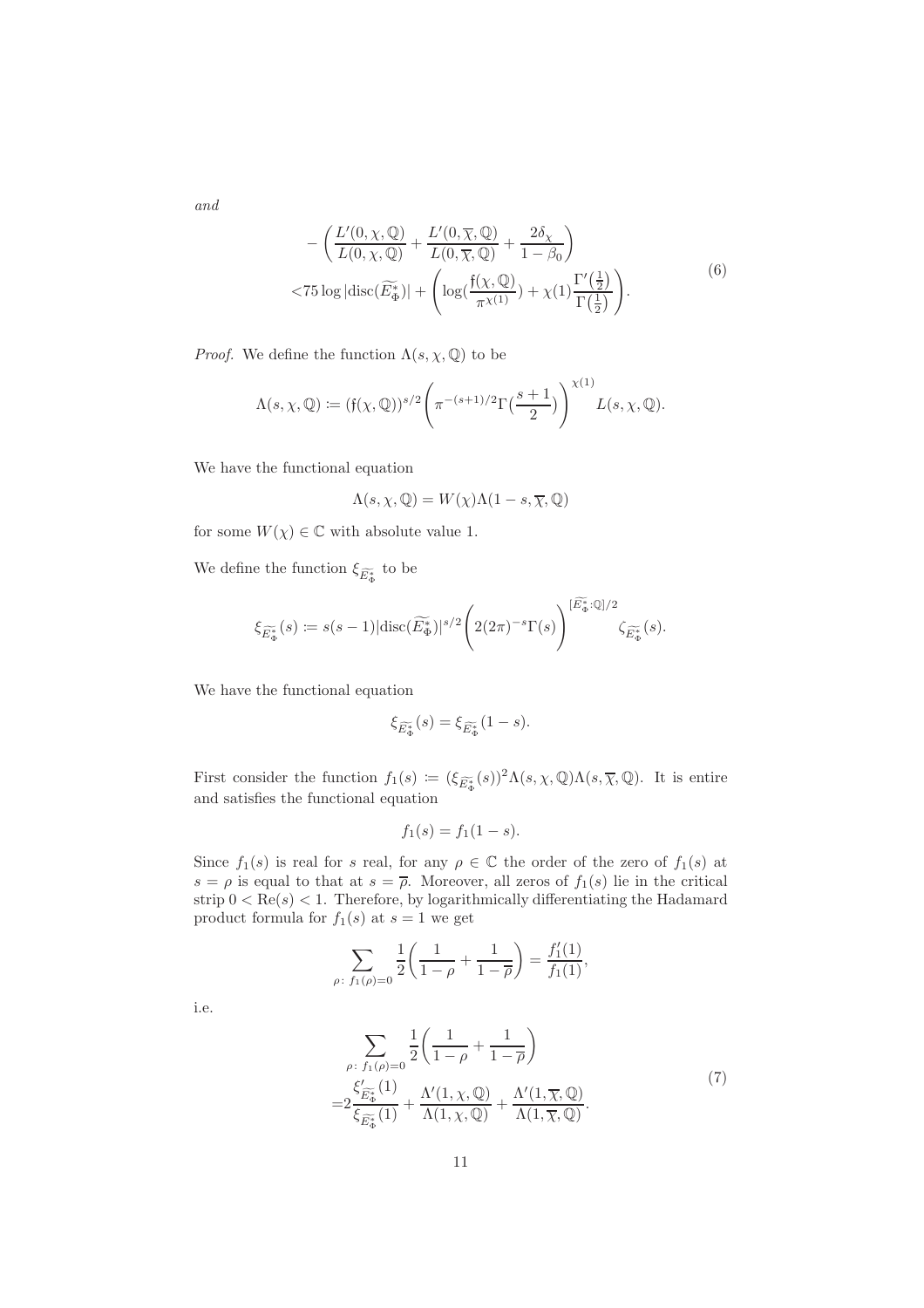*and*

$$
\begin{aligned}
&-\left(\frac{L'(0,\chi,\mathbb{Q})}{L(0,\chi,\mathbb{Q})}+\frac{L'(0,\overline{\chi},\mathbb{Q})}{L(0,\overline{\chi},\mathbb{Q})}+\frac{2\delta_\chi}{1-\beta_0}\right)\\
<&75\log|\mathrm{disc}(\widetilde{E_\Phi^*})|+\left(\log(\frac{\mathfrak{f}(\chi,\mathbb{Q})}{\pi^{\chi(1)}})+\chi(1)\frac{\Gamma'(\frac{1}{2})}{\Gamma(\frac{1}{2})}\right).
\end{aligned}
\tag{6}
$$

*Proof.* We define the function $\Lambda(s,\chi,\mathbb{Q})$ to be

$$
\Lambda(s,\chi,\mathbb{Q}) := (\mathfrak{f}(\chi,\mathbb{Q}))^{s/2}\left(\pi^{-(s+1)/2}\Gamma(\frac{s+1}{2})\right)^{\chi(1)} L(s,\chi,\mathbb{Q}).
$$

We have the functional equation

$$
\Lambda(s,\chi,\mathbb{Q}) = W(\chi)\Lambda(1-s,\overline{\chi},\mathbb{Q})
$$

for some $W(\chi)\in\mathbb{C}$ with absolute value 1.

We define the function $\xi_{\widetilde{E_\Phi^*}}$ to be

$$
\xi_{\widetilde{E_\Phi^*}}(s) := s(s-1)|\mathrm{disc}(\widetilde{E_\Phi^*})|^{s/2}\left(2(2\pi)^{-s}\Gamma(s)\right)^{[\widetilde{E_\Phi^*}:\mathbb{Q}]/2}\zeta_{\widetilde{E_\Phi^*}}(s).
$$

We have the functional equation

$$
\xi_{\widetilde{E_\Phi^*}}(s) = \xi_{\widetilde{E_\Phi^*}}(1-s).
$$

First consider the function $f_1(s) := (\xi_{\widetilde{E_\Phi^*}}(s))^2\Lambda(s,\chi,\mathbb{Q})\Lambda(s,\overline{\chi},\mathbb{Q})$. It is entire and satisfies the functional equation

$$
f_1(s) = f_1(1-s).
$$

Since $f_1(s)$ is real for $s$ real, for any $\rho\in\mathbb{C}$ the order of the zero of $f_1(s)$ at $s=\rho$ is equal to that at $s=\overline{\rho}$. Moreover, all zeros of $f_1(s)$ lie in the critical strip $0<\mathrm{Re}(s)<1$. Therefore, by logarithmically differentiating the Hadamard product formula for $f_1(s)$ at $s=1$ we get

$$
\sum_{\rho:\ f_1(\rho)=0}\frac{1}{2}\left(\frac{1}{1-\rho}+\frac{1}{1-\overline{\rho}}\right) = \frac{f_1'(1)}{f_1(1)},
$$

i.e.

$$
\begin{aligned}
&\sum_{\rho:\ f_1(\rho)=0}\frac{1}{2}\left(\frac{1}{1-\rho}+\frac{1}{1-\overline{\rho}}\right)\\
=&2\frac{\xi'_{\widetilde{E_\Phi^*}}(1)}{\xi_{\widetilde{E_\Phi^*}}(1)}+\frac{\Lambda'(1,\chi,\mathbb{Q})}{\Lambda(1,\chi,\mathbb{Q})}+\frac{\Lambda'(1,\overline{\chi},\mathbb{Q})}{\Lambda(1,\overline{\chi},\mathbb{Q})}.
\end{aligned}
\tag{7}
$$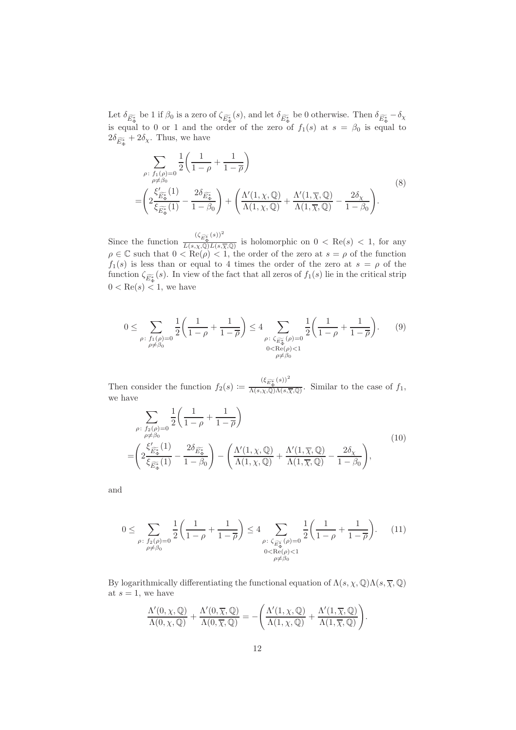Let $\delta_{\widetilde{E^*_\Phi}}$ be 1 if $\beta_0$ is a zero of $\zeta_{\widetilde{E^*_\Phi}}(s)$, and let $\delta_{\widetilde{E^*_\Phi}}$ be 0 otherwise. Then $\delta_{\widetilde{E^*_\Phi}} - \delta_\chi$ is equal to 0 or 1 and the order of the zero of $f_1(s)$ at $s = \beta_0$ is equal to $2\delta_{\widetilde{E^*_\Phi}} + 2\delta_\chi$. Thus, we have

$$
\begin{aligned}
&\sum_{\substack{\rho\colon f_1(\rho)=0\\ \rho\neq\beta_0}} \frac{1}{2}\left(\frac{1}{1-\rho}+\frac{1}{1-\overline{\rho}}\right)\\
=&\left(2\frac{\xi'_{\widetilde{E^*_\Phi}}(1)}{\xi_{\widetilde{E^*_\Phi}}(1)} - \frac{2\delta_{\widetilde{E^*_\Phi}}}{1-\beta_0}\right) + \left(\frac{\Lambda'(1,\chi,\mathbb{Q})}{\Lambda(1,\chi,\mathbb{Q})} + \frac{\Lambda'(1,\overline{\chi},\mathbb{Q})}{\Lambda(1,\overline{\chi},\mathbb{Q})} - \frac{2\delta_\chi}{1-\beta_0}\right).
\end{aligned}
\tag{8}
$$

Since the function $\frac{(\zeta_{\widetilde{E^*_\Phi}}(s))^2}{L(s,\chi,\mathbb{Q})L(s,\overline{\chi},\mathbb{Q})}$ is holomorphic on $0 < \mathrm{Re}(s) < 1$, for any $\rho \in \mathbb{C}$ such that $0 < \mathrm{Re}(\rho) < 1$, the order of the zero at $s = \rho$ of the function $f_1(s)$ is less than or equal to 4 times the order of the zero at $s = \rho$ of the function $\zeta_{\widetilde{E^*_\Phi}}(s)$. In view of the fact that all zeros of $f_1(s)$ lie in the critical strip $0 < \mathrm{Re}(s) < 1$, we have

$$
0 \leq \sum_{\substack{\rho\colon f_1(\rho)=0\\ \rho\neq\beta_0}} \frac{1}{2}\left(\frac{1}{1-\rho}+\frac{1}{1-\overline{\rho}}\right) \leq 4 \sum_{\substack{\rho\colon \zeta_{\widetilde{E^*_\Phi}}(\rho)=0\\ 0<\mathrm{Re}(\rho)<1\\ \rho\neq\beta_0}} \frac{1}{2}\left(\frac{1}{1-\rho}+\frac{1}{1-\overline{\rho}}\right). \tag{9}
$$

Then consider the function $f_2(s) \coloneqq \frac{(\xi_{\widetilde{E^*_\Phi}}(s))^2}{\Lambda(s,\chi,\mathbb{Q})\Lambda(s,\overline{\chi},\mathbb{Q})}$. Similar to the case of $f_1$, we have

$$
\begin{aligned}
&\sum_{\substack{\rho\colon f_2(\rho)=0\\ \rho\neq\beta_0}} \frac{1}{2}\left(\frac{1}{1-\rho}+\frac{1}{1-\overline{\rho}}\right)\\
=&\left(2\frac{\xi'_{\widetilde{E^*_\Phi}}(1)}{\xi_{\widetilde{E^*_\Phi}}(1)} - \frac{2\delta_{\widetilde{E^*_\Phi}}}{1-\beta_0}\right) - \left(\frac{\Lambda'(1,\chi,\mathbb{Q})}{\Lambda(1,\chi,\mathbb{Q})} + \frac{\Lambda'(1,\overline{\chi},\mathbb{Q})}{\Lambda(1,\overline{\chi},\mathbb{Q})} - \frac{2\delta_\chi}{1-\beta_0}\right),
\end{aligned}
\tag{10}
$$

and

$$
0 \leq \sum_{\substack{\rho\colon f_2(\rho)=0\\ \rho\neq\beta_0}} \frac{1}{2}\left(\frac{1}{1-\rho}+\frac{1}{1-\overline{\rho}}\right) \leq 4 \sum_{\substack{\rho\colon \zeta_{\widetilde{E^*_\Phi}}(\rho)=0\\ 0<\mathrm{Re}(\rho)<1\\ \rho\neq\beta_0}} \frac{1}{2}\left(\frac{1}{1-\rho}+\frac{1}{1-\overline{\rho}}\right). \tag{11}
$$

By logarithmically differentiating the functional equation of $\Lambda(s,\chi,\mathbb{Q})\Lambda(s,\overline{\chi},\mathbb{Q})$ at $s = 1$, we have

$$
\frac{\Lambda'(0,\chi,\mathbb{Q})}{\Lambda(0,\chi,\mathbb{Q})} + \frac{\Lambda'(0,\overline{\chi},\mathbb{Q})}{\Lambda(0,\overline{\chi},\mathbb{Q})} = -\left(\frac{\Lambda'(1,\chi,\mathbb{Q})}{\Lambda(1,\chi,\mathbb{Q})} + \frac{\Lambda'(1,\overline{\chi},\mathbb{Q})}{\Lambda(1,\overline{\chi},\mathbb{Q})}\right).
$$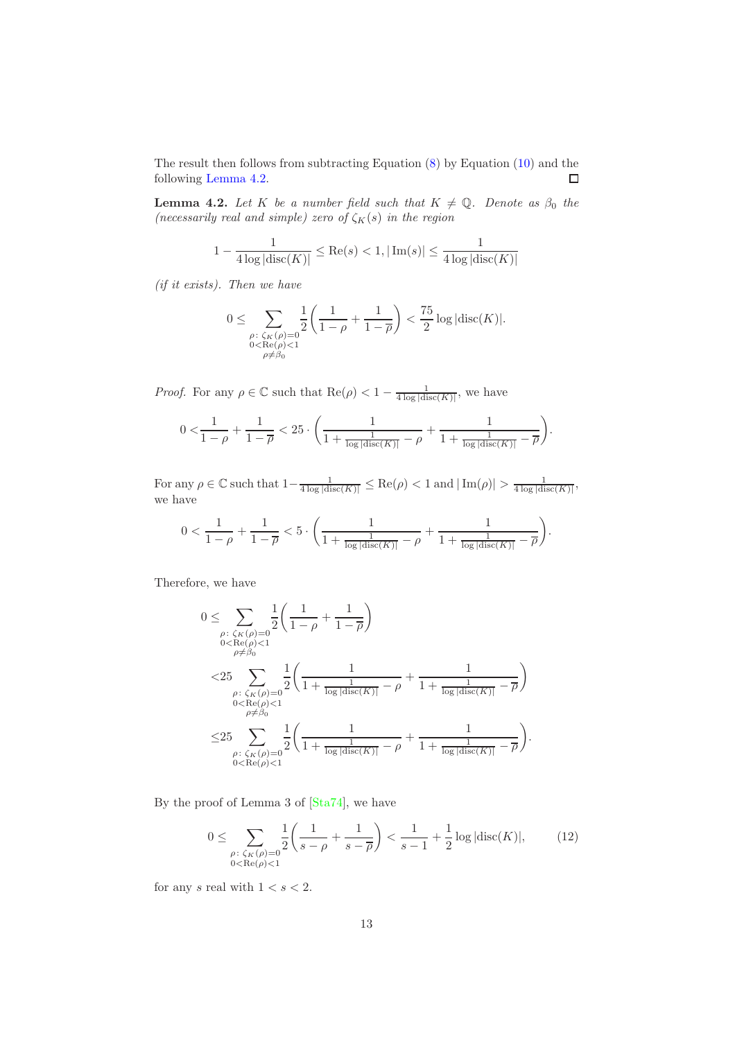The result then follows from subtracting Equation (8) by Equation (10) and the following Lemma 4.2. ∎

**Lemma 4.2.** *Let $K$ be a number field such that $K \neq \mathbb{Q}$. Denote as $\beta_0$ the (necessarily real and simple) zero of $\zeta_K(s)$ in the region*

$$1 - \frac{1}{4\log|\mathrm{disc}(K)|} \leq \mathrm{Re}(s) < 1, |\mathrm{Im}(s)| \leq \frac{1}{4\log|\mathrm{disc}(K)|}$$

*(if it exists). Then we have*

$$0 \leq \sum_{\substack{\rho:\ \zeta_K(\rho)=0 \\ 0<\mathrm{Re}(\rho)<1 \\ \rho\neq\beta_0}} \frac{1}{2}\left(\frac{1}{1-\rho} + \frac{1}{1-\overline{\rho}}\right) < \frac{75}{2}\log|\mathrm{disc}(K)|.$$

*Proof.* For any $\rho \in \mathbb{C}$ such that $\mathrm{Re}(\rho) < 1 - \frac{1}{4\log|\mathrm{disc}(K)|}$, we have

$$0 < \frac{1}{1-\rho} + \frac{1}{1-\overline{\rho}} < 25 \cdot \left(\frac{1}{1+\frac{1}{\log|\mathrm{disc}(K)|} - \rho} + \frac{1}{1+\frac{1}{\log|\mathrm{disc}(K)|} - \overline{\rho}}\right).$$

For any $\rho \in \mathbb{C}$ such that $1 - \frac{1}{4\log|\mathrm{disc}(K)|} \leq \mathrm{Re}(\rho) < 1$ and $|\mathrm{Im}(\rho)| > \frac{1}{4\log|\mathrm{disc}(K)|}$, we have

$$0 < \frac{1}{1-\rho} + \frac{1}{1-\overline{\rho}} < 5 \cdot \left(\frac{1}{1+\frac{1}{\log|\mathrm{disc}(K)|} - \rho} + \frac{1}{1+\frac{1}{\log|\mathrm{disc}(K)|} - \overline{\rho}}\right).$$

Therefore, we have

$$\begin{aligned}
0 \leq& \sum_{\substack{\rho:\ \zeta_K(\rho)=0 \\ 0<\mathrm{Re}(\rho)<1 \\ \rho\neq\beta_0}} \frac{1}{2}\left(\frac{1}{1-\rho} + \frac{1}{1-\overline{\rho}}\right) \\
<& 25 \sum_{\substack{\rho:\ \zeta_K(\rho)=0 \\ 0<\mathrm{Re}(\rho)<1 \\ \rho\neq\beta_0}} \frac{1}{2}\left(\frac{1}{1+\frac{1}{\log|\mathrm{disc}(K)|} - \rho} + \frac{1}{1+\frac{1}{\log|\mathrm{disc}(K)|} - \overline{\rho}}\right) \\
\leq& 25 \sum_{\substack{\rho:\ \zeta_K(\rho)=0 \\ 0<\mathrm{Re}(\rho)<1}} \frac{1}{2}\left(\frac{1}{1+\frac{1}{\log|\mathrm{disc}(K)|} - \rho} + \frac{1}{1+\frac{1}{\log|\mathrm{disc}(K)|} - \overline{\rho}}\right).
\end{aligned}$$

By the proof of Lemma 3 of [Sta74], we have

$$0 \leq \sum_{\substack{\rho:\ \zeta_K(\rho)=0 \\ 0<\mathrm{Re}(\rho)<1}} \frac{1}{2}\left(\frac{1}{s-\rho} + \frac{1}{s-\overline{\rho}}\right) < \frac{1}{s-1} + \frac{1}{2}\log|\mathrm{disc}(K)|, \tag{12}$$

for any $s$ real with $1 < s < 2$.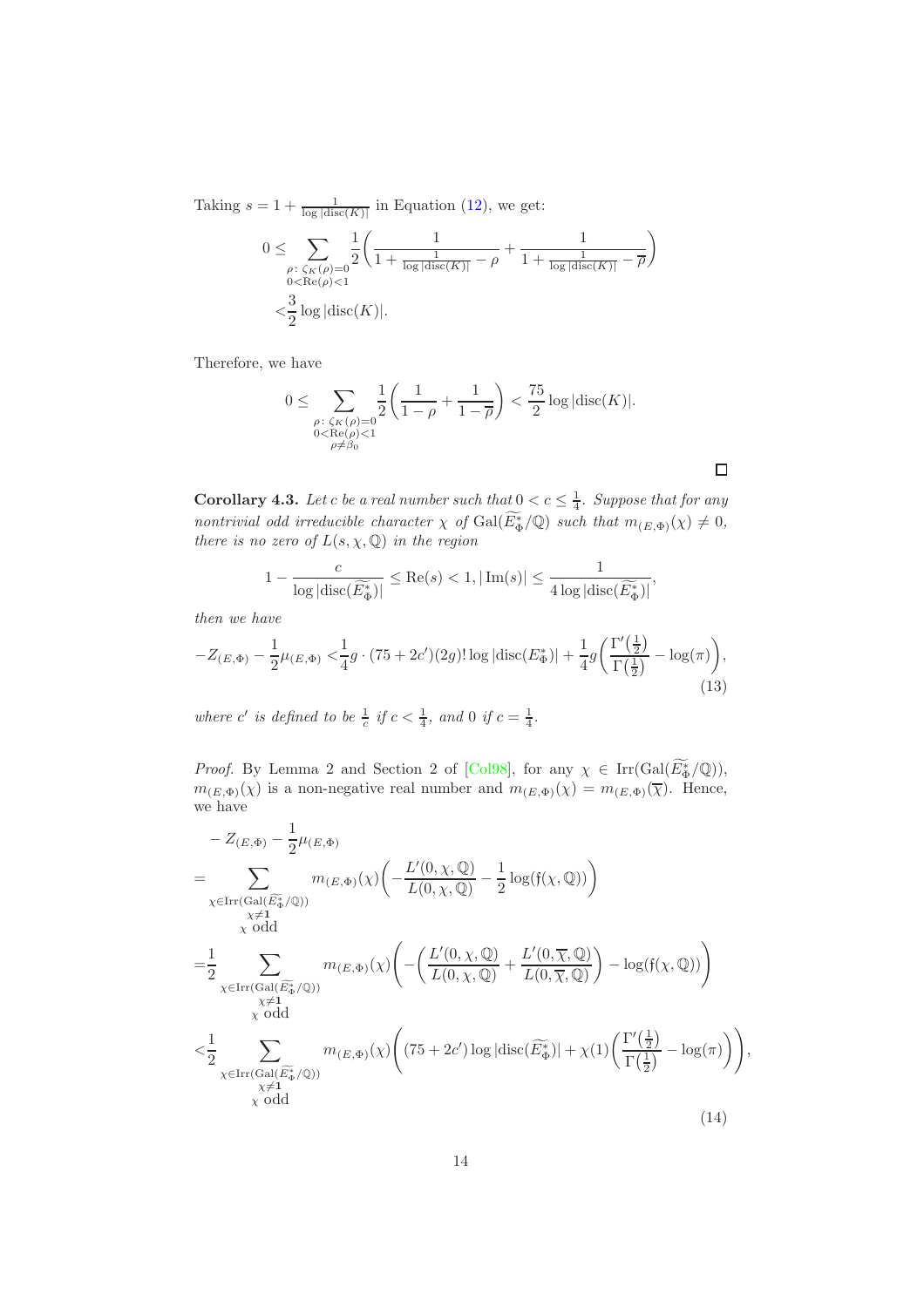Taking $s = 1 + \frac{1}{\log|\mathrm{disc}(K)|}$ in Equation (12), we get:

$$
\begin{aligned}
0 \leq & \sum_{\substack{\rho:\ \zeta_K(\rho)=0 \\ 0<\mathrm{Re}(\rho)<1}} \frac{1}{2}\left(\frac{1}{1+\frac{1}{\log|\mathrm{disc}(K)|}-\rho} + \frac{1}{1+\frac{1}{\log|\mathrm{disc}(K)|}-\overline{\rho}}\right) \\
< & \frac{3}{2}\log|\mathrm{disc}(K)|.
\end{aligned}
$$

Therefore, we have

$$
0 \leq \sum_{\substack{\rho:\ \zeta_K(\rho)=0 \\ 0<\mathrm{Re}(\rho)<1 \\ \rho\neq\beta_0}} \frac{1}{2}\left(\frac{1}{1-\rho} + \frac{1}{1-\overline{\rho}}\right) < \frac{75}{2}\log|\mathrm{disc}(K)|.
$$

□

**Corollary 4.3.** *Let $c$ be a real number such that $0 < c \leq \frac{1}{4}$. Suppose that for any nontrivial odd irreducible character $\chi$ of $\mathrm{Gal}(\widetilde{E_\Phi^*}/\mathbb{Q})$ such that $m_{(E,\Phi)}(\chi) \neq 0$, there is no zero of $L(s,\chi,\mathbb{Q})$ in the region*

$$
1 - \frac{c}{\log|\mathrm{disc}(\widetilde{E_\Phi^*})|} \leq \mathrm{Re}(s) < 1, |\,\mathrm{Im}(s)| \leq \frac{1}{4\log|\mathrm{disc}(\widetilde{E_\Phi^*})|},
$$

*then we have*

$$
-Z_{(E,\Phi)} - \frac{1}{2}\mu_{(E,\Phi)} < \frac{1}{4}g\cdot(75+2c')(2g)!\log|\mathrm{disc}(E_\Phi^*)| + \frac{1}{4}g\left(\frac{\Gamma'\left(\frac{1}{2}\right)}{\Gamma\left(\frac{1}{2}\right)} - \log(\pi)\right), \tag{13}
$$

*where $c'$ is defined to be $\frac{1}{c}$ if $c < \frac{1}{4}$, and $0$ if $c = \frac{1}{4}$.*

*Proof.* By Lemma 2 and Section 2 of [Col98], for any $\chi \in \mathrm{Irr}(\mathrm{Gal}(\widetilde{E_\Phi^*}/\mathbb{Q}))$, $m_{(E,\Phi)}(\chi)$ is a non-negative real number and $m_{(E,\Phi)}(\chi) = m_{(E,\Phi)}(\overline{\chi})$. Hence, we have

$$
\begin{aligned}
& -Z_{(E,\Phi)} - \frac{1}{2}\mu_{(E,\Phi)} \\
= & \sum_{\substack{\chi\in\mathrm{Irr}(\mathrm{Gal}(\widetilde{E_\Phi^*}/\mathbb{Q})) \\ \chi\neq\mathbf{1} \\ \chi \text{ odd}}} m_{(E,\Phi)}(\chi)\left(-\frac{L'(0,\chi,\mathbb{Q})}{L(0,\chi,\mathbb{Q})} - \frac{1}{2}\log(\mathfrak{f}(\chi,\mathbb{Q}))\right) \\
= & \frac{1}{2}\sum_{\substack{\chi\in\mathrm{Irr}(\mathrm{Gal}(\widetilde{E_\Phi^*}/\mathbb{Q})) \\ \chi\neq\mathbf{1} \\ \chi \text{ odd}}} m_{(E,\Phi)}(\chi)\left(-\left(\frac{L'(0,\chi,\mathbb{Q})}{L(0,\chi,\mathbb{Q})} + \frac{L'(0,\overline{\chi},\mathbb{Q})}{L(0,\overline{\chi},\mathbb{Q})}\right) - \log(\mathfrak{f}(\chi,\mathbb{Q}))\right) \\
< & \frac{1}{2}\sum_{\substack{\chi\in\mathrm{Irr}(\mathrm{Gal}(\widetilde{E_\Phi^*}/\mathbb{Q})) \\ \chi\neq\mathbf{1} \\ \chi \text{ odd}}} m_{(E,\Phi)}(\chi)\left((75+2c')\log|\mathrm{disc}(\widetilde{E_\Phi^*})| + \chi(1)\left(\frac{\Gamma'\left(\frac{1}{2}\right)}{\Gamma\left(\frac{1}{2}\right)} - \log(\pi)\right)\right),
\end{aligned}
\tag{14}
$$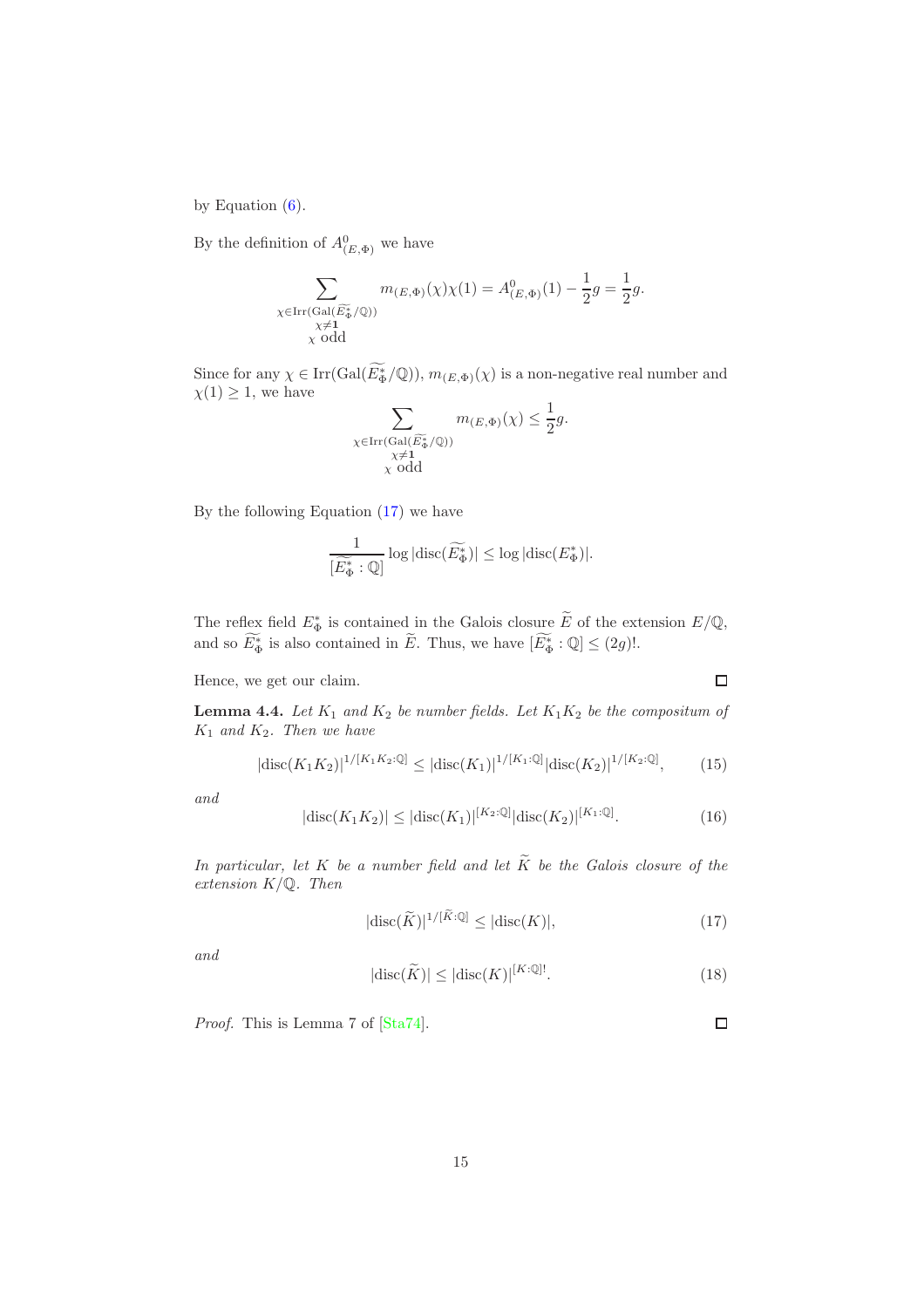by Equation (6).

By the definition of $A^0_{(E,\Phi)}$ we have

$$\sum_{\substack{\chi \in \mathrm{Irr}(\mathrm{Gal}(\widetilde{E^*_\Phi}/\mathbb{Q})) \\ \chi \neq \mathbf{1} \\ \chi \text{ odd}}} m_{(E,\Phi)}(\chi)\chi(1) = A^0_{(E,\Phi)}(1) - \frac{1}{2}g = \frac{1}{2}g.$$

Since for any $\chi \in \mathrm{Irr}(\mathrm{Gal}(\widetilde{E^*_\Phi}/\mathbb{Q}))$, $m_{(E,\Phi)}(\chi)$ is a non-negative real number and $\chi(1) \geq 1$, we have

$$\sum_{\substack{\chi \in \mathrm{Irr}(\mathrm{Gal}(\widetilde{E^*_\Phi}/\mathbb{Q})) \\ \chi \neq \mathbf{1} \\ \chi \text{ odd}}} m_{(E,\Phi)}(\chi) \leq \frac{1}{2}g.$$

By the following Equation (17) we have

$$\frac{1}{[\widetilde{E^*_\Phi} : \mathbb{Q}]} \log|\mathrm{disc}(\widetilde{E^*_\Phi})| \leq \log|\mathrm{disc}(E^*_\Phi)|.$$

The reflex field $E^*_\Phi$ is contained in the Galois closure $\widetilde{E}$ of the extension $E/\mathbb{Q}$, and so $\widetilde{E^*_\Phi}$ is also contained in $\widetilde{E}$. Thus, we have $[\widetilde{E^*_\Phi} : \mathbb{Q}] \leq (2g)!$.

Hence, we get our claim. $\square$

**Lemma 4.4.** *Let $K_1$ and $K_2$ be number fields. Let $K_1K_2$ be the compositum of $K_1$ and $K_2$. Then we have*

$$|\mathrm{disc}(K_1K_2)|^{1/[K_1K_2:\mathbb{Q}]} \leq |\mathrm{disc}(K_1)|^{1/[K_1:\mathbb{Q}]}|\mathrm{disc}(K_2)|^{1/[K_2:\mathbb{Q}]}, \tag{15}$$

*and*

$$|\mathrm{disc}(K_1K_2)| \leq |\mathrm{disc}(K_1)|^{[K_2:\mathbb{Q}]}|\mathrm{disc}(K_2)|^{[K_1:\mathbb{Q}]}. \tag{16}$$

*In particular, let $K$ be a number field and let $\widetilde{K}$ be the Galois closure of the extension $K/\mathbb{Q}$. Then*

$$|\mathrm{disc}(\widetilde{K})|^{1/[\widetilde{K}:\mathbb{Q}]} \leq |\mathrm{disc}(K)|, \tag{17}$$

*and*

$$|\mathrm{disc}(\widetilde{K})| \leq |\mathrm{disc}(K)|^{[K:\mathbb{Q}]!}. \tag{18}$$

*Proof.* This is Lemma 7 of [Sta74]. $\square$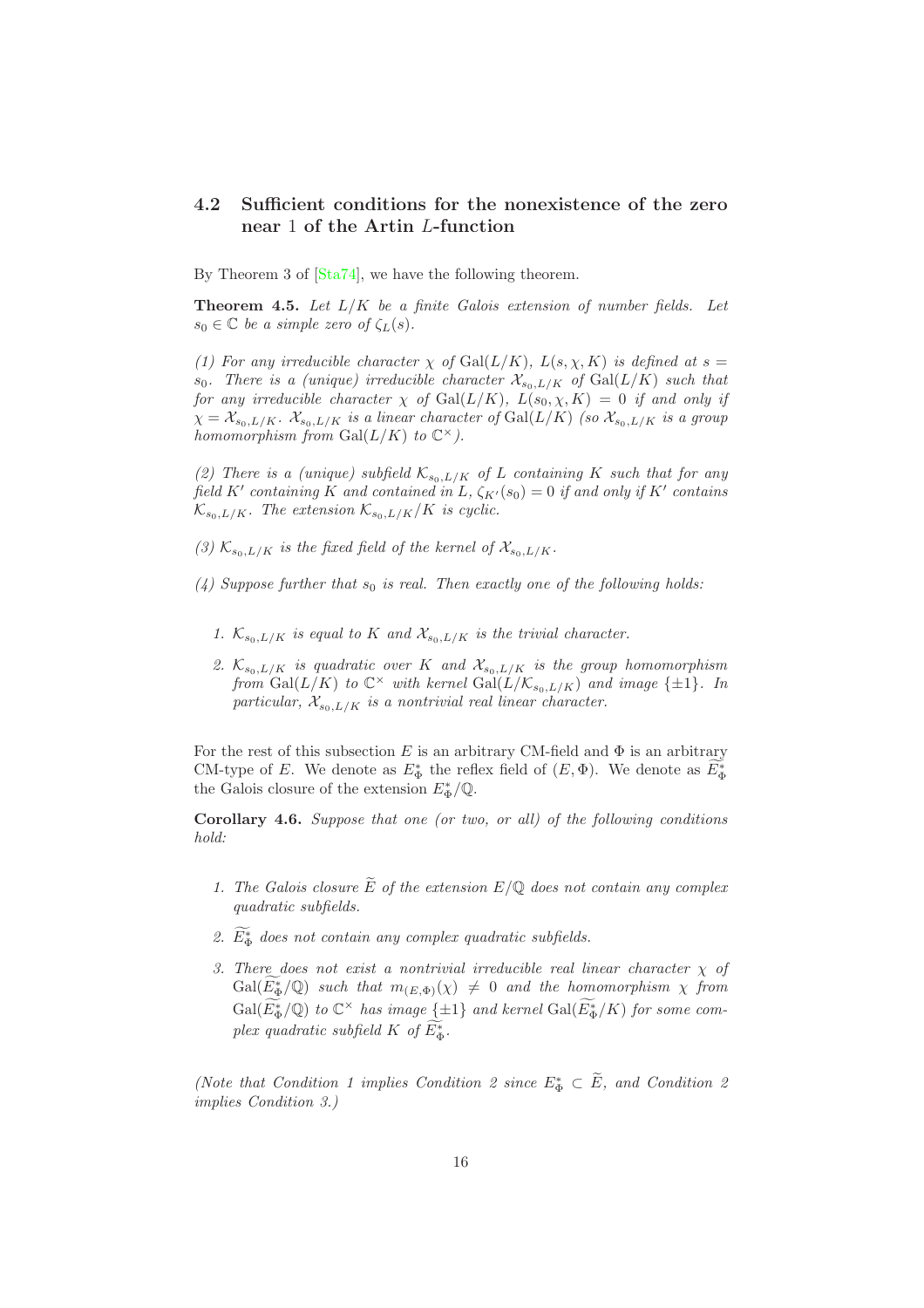### 4.2 Sufficient conditions for the nonexistence of the zero near 1 of the Artin $L$-function

By Theorem 3 of [Sta74], we have the following theorem.

**Theorem 4.5.** *Let $L/K$ be a finite Galois extension of number fields. Let $s_0 \in \mathbb{C}$ be a simple zero of $\zeta_L(s)$.*

*(1) For any irreducible character $\chi$ of $\mathrm{Gal}(L/K)$, $L(s, \chi, K)$ is defined at $s = s_0$. There is a (unique) irreducible character $\mathcal{X}_{s_0,L/K}$ of $\mathrm{Gal}(L/K)$ such that for any irreducible character $\chi$ of $\mathrm{Gal}(L/K)$, $L(s_0, \chi, K) = 0$ if and only if $\chi = \mathcal{X}_{s_0,L/K}$. $\mathcal{X}_{s_0,L/K}$ is a linear character of $\mathrm{Gal}(L/K)$ (so $\mathcal{X}_{s_0,L/K}$ is a group homomorphism from $\mathrm{Gal}(L/K)$ to $\mathbb{C}^\times$).*

*(2) There is a (unique) subfield $\mathcal{K}_{s_0,L/K}$ of $L$ containing $K$ such that for any field $K'$ containing $K$ and contained in $L$, $\zeta_{K'}(s_0) = 0$ if and only if $K'$ contains $\mathcal{K}_{s_0,L/K}$. The extension $\mathcal{K}_{s_0,L/K}/K$ is cyclic.*

*(3) $\mathcal{K}_{s_0,L/K}$ is the fixed field of the kernel of $\mathcal{X}_{s_0,L/K}$.*

*(4) Suppose further that $s_0$ is real. Then exactly one of the following holds:*

1. *$\mathcal{K}_{s_0,L/K}$ is equal to $K$ and $\mathcal{X}_{s_0,L/K}$ is the trivial character.*
2. *$\mathcal{K}_{s_0,L/K}$ is quadratic over $K$ and $\mathcal{X}_{s_0,L/K}$ is the group homomorphism from $\mathrm{Gal}(L/K)$ to $\mathbb{C}^\times$ with kernel $\mathrm{Gal}(L/\mathcal{K}_{s_0,L/K})$ and image $\{\pm 1\}$. In particular, $\mathcal{X}_{s_0,L/K}$ is a nontrivial real linear character.*

For the rest of this subsection $E$ is an arbitrary CM-field and $\Phi$ is an arbitrary CM-type of $E$. We denote as $E^*_\Phi$ the reflex field of $(E, \Phi)$. We denote as $\widetilde{E^*_\Phi}$ the Galois closure of the extension $E^*_\Phi/\mathbb{Q}$.

**Corollary 4.6.** *Suppose that one (or two, or all) of the following conditions hold:*

1. *The Galois closure $\widetilde{E}$ of the extension $E/\mathbb{Q}$ does not contain any complex quadratic subfields.*
2. *$\widetilde{E^*_\Phi}$ does not contain any complex quadratic subfields.*
3. *There does not exist a nontrivial irreducible real linear character $\chi$ of $\mathrm{Gal}(\widetilde{E^*_\Phi}/\mathbb{Q})$ such that $m_{(E,\Phi)}(\chi) \neq 0$ and the homomorphism $\chi$ from $\mathrm{Gal}(\widetilde{E^*_\Phi}/\mathbb{Q})$ to $\mathbb{C}^\times$ has image $\{\pm 1\}$ and kernel $\mathrm{Gal}(\widetilde{E^*_\Phi}/K)$ for some complex quadratic subfield $K$ of $\widetilde{E^*_\Phi}$.*

*(Note that Condition 1 implies Condition 2 since $E^*_\Phi \subset \widetilde{E}$, and Condition 2 implies Condition 3.)*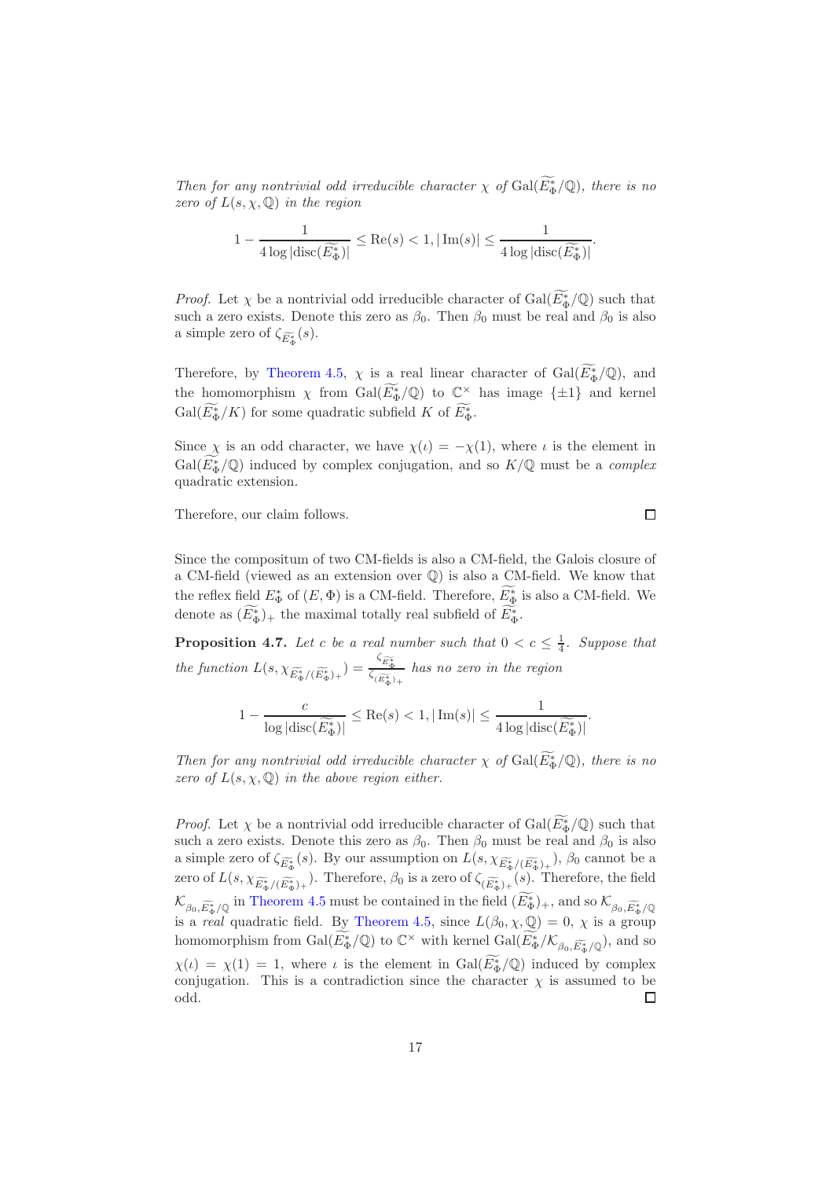*Then for any nontrivial odd irreducible character $\chi$ of $\mathrm{Gal}(\widetilde{E_\Phi^*}/\mathbb{Q})$, there is no zero of $L(s,\chi,\mathbb{Q})$ in the region*

$$1-\frac{1}{4\log|\mathrm{disc}(\widetilde{E_\Phi^*})|}\leq \mathrm{Re}(s)<1, |\mathrm{Im}(s)|\leq \frac{1}{4\log|\mathrm{disc}(\widetilde{E_\Phi^*})|}.$$

*Proof.* Let $\chi$ be a nontrivial odd irreducible character of $\mathrm{Gal}(\widetilde{E_\Phi^*}/\mathbb{Q})$ such that such a zero exists. Denote this zero as $\beta_0$. Then $\beta_0$ must be real and $\beta_0$ is also a simple zero of $\zeta_{\widetilde{E_\Phi^*}}(s)$.

Therefore, by Theorem 4.5, $\chi$ is a real linear character of $\mathrm{Gal}(\widetilde{E_\Phi^*}/\mathbb{Q})$, and the homomorphism $\chi$ from $\mathrm{Gal}(\widetilde{E_\Phi^*}/\mathbb{Q})$ to $\mathbb{C}^\times$ has image $\{\pm 1\}$ and kernel $\mathrm{Gal}(\widetilde{E_\Phi^*}/K)$ for some quadratic subfield $K$ of $\widetilde{E_\Phi^*}$.

Since $\chi$ is an odd character, we have $\chi(\iota)=-\chi(1)$, where $\iota$ is the element in $\mathrm{Gal}(\widetilde{E_\Phi^*}/\mathbb{Q})$ induced by complex conjugation, and so $K/\mathbb{Q}$ must be a *complex* quadratic extension.

Therefore, our claim follows. ∎

Since the compositum of two CM-fields is also a CM-field, the Galois closure of a CM-field (viewed as an extension over $\mathbb{Q}$) is also a CM-field. We know that the reflex field $E_\Phi^*$ of $(E,\Phi)$ is a CM-field. Therefore, $\widetilde{E_\Phi^*}$ is also a CM-field. We denote as $(\widetilde{E_\Phi^*})_+$ the maximal totally real subfield of $\widetilde{E_\Phi^*}$.

**Proposition 4.7.** *Let $c$ be a real number such that $0<c\leq \frac{1}{4}$. Suppose that the function $L(s,\chi_{\widetilde{E_\Phi^*}/(\widetilde{E_\Phi^*})_+})=\frac{\zeta_{\widetilde{E_\Phi^*}}}{\zeta_{(\widetilde{E_\Phi^*})_+}}$ has no zero in the region*

$$1-\frac{c}{\log|\mathrm{disc}(\widetilde{E_\Phi^*})|}\leq \mathrm{Re}(s)<1, |\mathrm{Im}(s)|\leq \frac{1}{4\log|\mathrm{disc}(\widetilde{E_\Phi^*})|}.$$

*Then for any nontrivial odd irreducible character $\chi$ of $\mathrm{Gal}(\widetilde{E_\Phi^*}/\mathbb{Q})$, there is no zero of $L(s,\chi,\mathbb{Q})$ in the above region either.*

*Proof.* Let $\chi$ be a nontrivial odd irreducible character of $\mathrm{Gal}(\widetilde{E_\Phi^*}/\mathbb{Q})$ such that such a zero exists. Denote this zero as $\beta_0$. Then $\beta_0$ must be real and $\beta_0$ is also a simple zero of $\zeta_{\widetilde{E_\Phi^*}}(s)$. By our assumption on $L(s,\chi_{\widetilde{E_\Phi^*}/(\widetilde{E_\Phi^*})_+})$, $\beta_0$ cannot be a zero of $L(s,\chi_{\widetilde{E_\Phi^*}/(\widetilde{E_\Phi^*})_+})$. Therefore, $\beta_0$ is a zero of $\zeta_{(\widetilde{E_\Phi^*})_+}(s)$. Therefore, the field $\mathcal{K}_{\beta_0,\widetilde{E_\Phi^*}/\mathbb{Q}}$ in Theorem 4.5 must be contained in the field $(\widetilde{E_\Phi^*})_+$, and so $\mathcal{K}_{\beta_0,\widetilde{E_\Phi^*}/\mathbb{Q}}$ is a *real* quadratic field. By Theorem 4.5, since $L(\beta_0,\chi,\mathbb{Q})=0$, $\chi$ is a group homomorphism from $\mathrm{Gal}(\widetilde{E_\Phi^*}/\mathbb{Q})$ to $\mathbb{C}^\times$ with kernel $\mathrm{Gal}(\widetilde{E_\Phi^*}/\mathcal{K}_{\beta_0,\widetilde{E_\Phi^*}/\mathbb{Q}})$, and so $\chi(\iota)=\chi(1)=1$, where $\iota$ is the element in $\mathrm{Gal}(\widetilde{E_\Phi^*}/\mathbb{Q})$ induced by complex conjugation. This is a contradiction since the character $\chi$ is assumed to be odd. ∎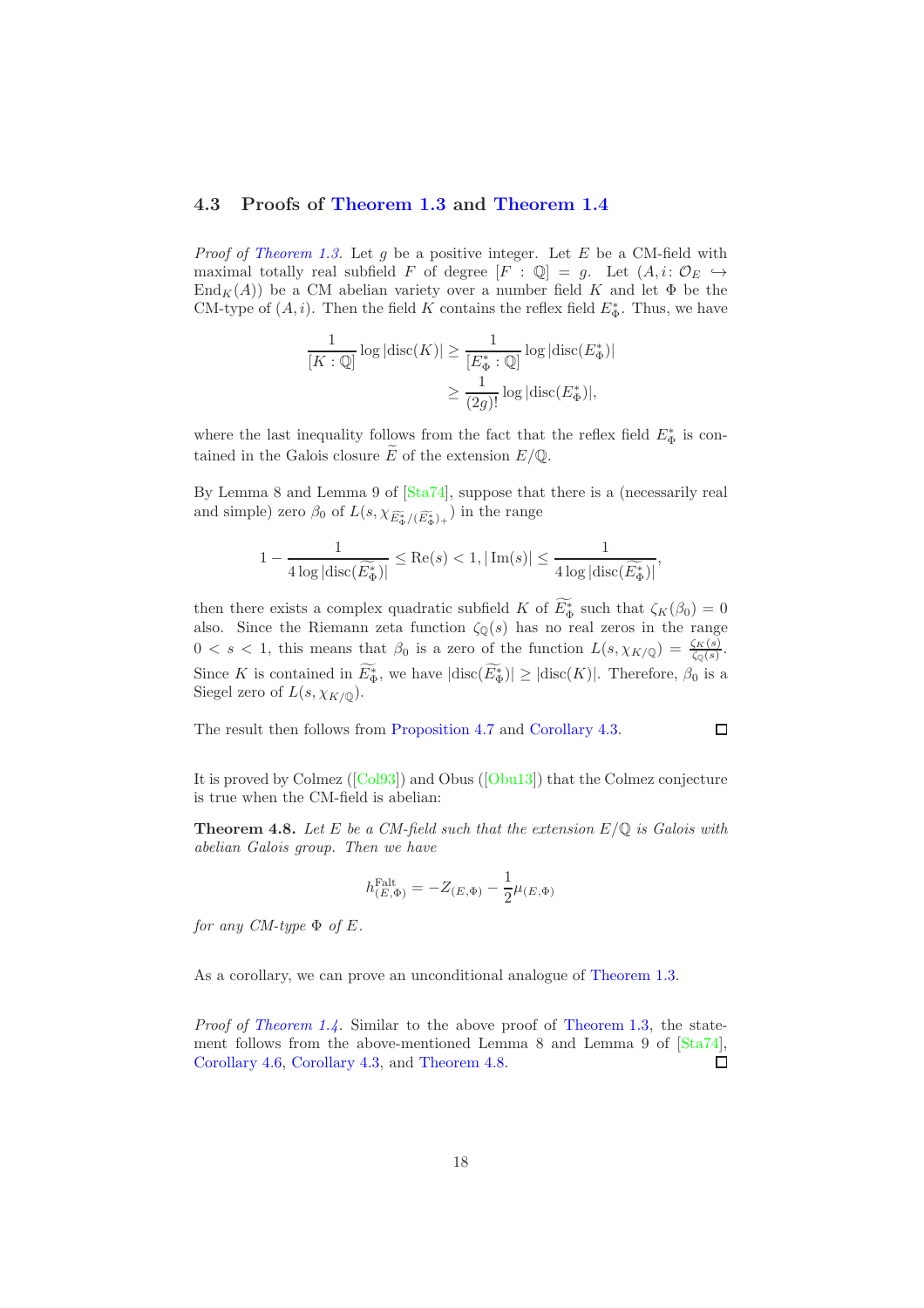### 4.3 Proofs of Theorem 1.3 and Theorem 1.4

*Proof of Theorem 1.3.* Let $g$ be a positive integer. Let $E$ be a CM-field with maximal totally real subfield $F$ of degree $[F:\mathbb{Q}] = g$. Let $(A, i\colon \mathcal{O}_E \hookrightarrow \mathrm{End}_K(A))$ be a CM abelian variety over a number field $K$ and let $\Phi$ be the CM-type of $(A,i)$. Then the field $K$ contains the reflex field $E^*_\Phi$. Thus, we have

$$\begin{aligned}\frac{1}{[K:\mathbb{Q}]}\log|\mathrm{disc}(K)| &\geq \frac{1}{[E^*_\Phi:\mathbb{Q}]}\log|\mathrm{disc}(E^*_\Phi)| \\ &\geq \frac{1}{(2g)!}\log|\mathrm{disc}(E^*_\Phi)|,\end{aligned}$$

where the last inequality follows from the fact that the reflex field $E^*_\Phi$ is contained in the Galois closure $\widetilde{E}$ of the extension $E/\mathbb{Q}$.

By Lemma 8 and Lemma 9 of [Sta74], suppose that there is a (necessarily real and simple) zero $\beta_0$ of $L(s, \chi_{\widetilde{E^*_\Phi}/(\widetilde{E^*_\Phi})_+})$ in the range

$$1 - \frac{1}{4\log|\mathrm{disc}(\widetilde{E^*_\Phi})|} \leq \mathrm{Re}(s) < 1, |\operatorname{Im}(s)| \leq \frac{1}{4\log|\mathrm{disc}(\widetilde{E^*_\Phi})|},$$

then there exists a complex quadratic subfield $K$ of $\widetilde{E^*_\Phi}$ such that $\zeta_K(\beta_0) = 0$ also. Since the Riemann zeta function $\zeta_{\mathbb{Q}}(s)$ has no real zeros in the range $0 < s < 1$, this means that $\beta_0$ is a zero of the function $L(s, \chi_{K/\mathbb{Q}}) = \frac{\zeta_K(s)}{\zeta_{\mathbb{Q}}(s)}$. Since $K$ is contained in $\widetilde{E^*_\Phi}$, we have $|\mathrm{disc}(\widetilde{E^*_\Phi})| \geq |\mathrm{disc}(K)|$. Therefore, $\beta_0$ is a Siegel zero of $L(s, \chi_{K/\mathbb{Q}})$.

The result then follows from Proposition 4.7 and Corollary 4.3. ☐

It is proved by Colmez ([Col93]) and Obus ([Obu13]) that the Colmez conjecture is true when the CM-field is abelian:

**Theorem 4.8.** *Let $E$ be a CM-field such that the extension $E/\mathbb{Q}$ is Galois with abelian Galois group. Then we have*

$$h^{\mathrm{Falt}}_{(E,\Phi)} = -Z_{(E,\Phi)} - \frac{1}{2}\mu_{(E,\Phi)}$$

*for any CM-type $\Phi$ of $E$.*

As a corollary, we can prove an unconditional analogue of Theorem 1.3.

*Proof of Theorem 1.4.* Similar to the above proof of Theorem 1.3, the statement follows from the above-mentioned Lemma 8 and Lemma 9 of [Sta74], Corollary 4.6, Corollary 4.3, and Theorem 4.8. ☐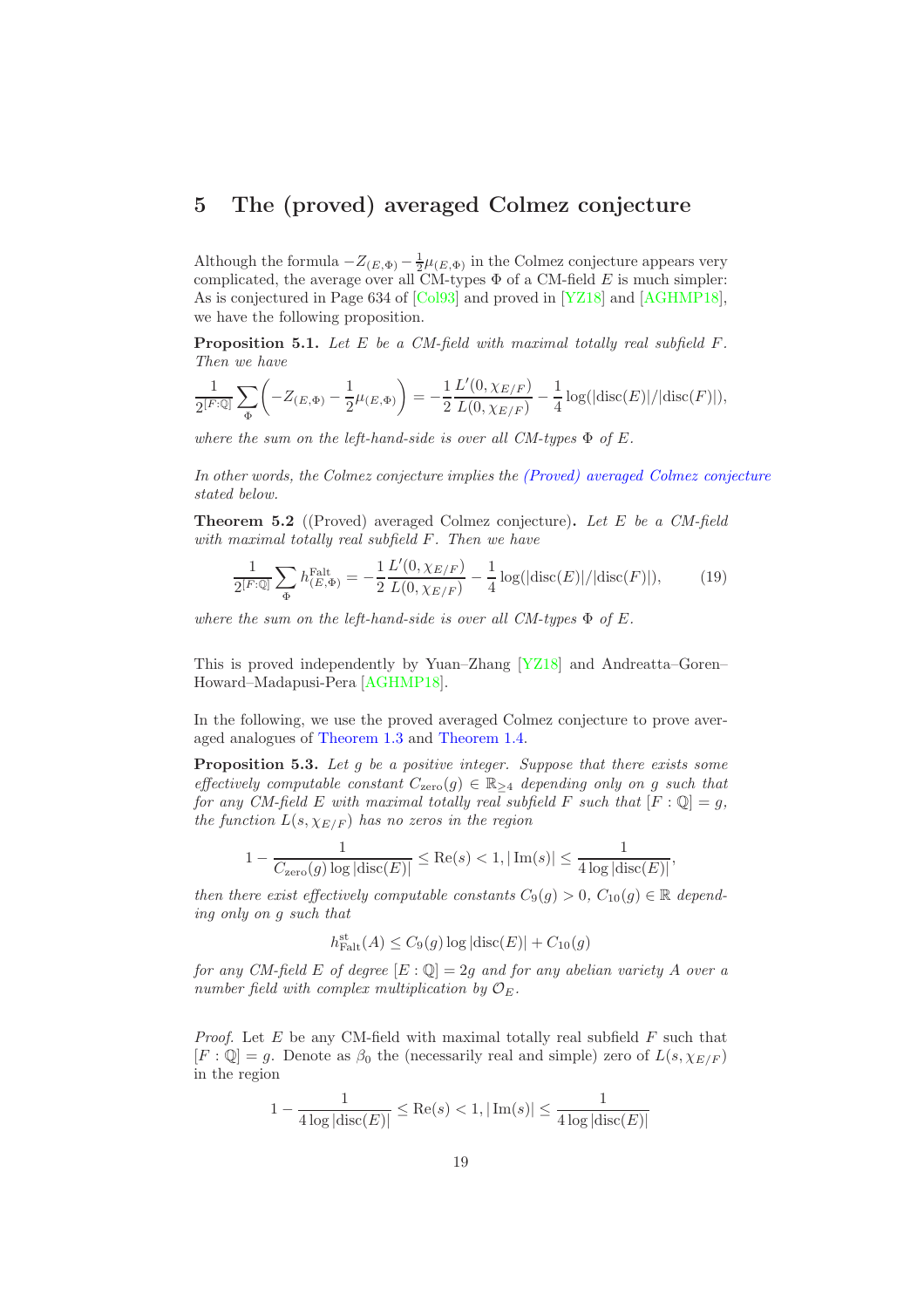## 5 The (proved) averaged Colmez conjecture

Although the formula $-Z_{(E,\Phi)} - \frac{1}{2}\mu_{(E,\Phi)}$ in the Colmez conjecture appears very complicated, the average over all CM-types $\Phi$ of a CM-field $E$ is much simpler: As is conjectured in Page 634 of [Col93] and proved in [YZ18] and [AGHMP18], we have the following proposition.

**Proposition 5.1.** *Let $E$ be a CM-field with maximal totally real subfield $F$. Then we have*

$$\frac{1}{2^{[F:\mathbb{Q}]}} \sum_{\Phi} \left( -Z_{(E,\Phi)} - \frac{1}{2}\mu_{(E,\Phi)} \right) = -\frac{1}{2}\frac{L'(0,\chi_{E/F})}{L(0,\chi_{E/F})} - \frac{1}{4}\log(|\mathrm{disc}(E)|/|\mathrm{disc}(F)|),$$

*where the sum on the left-hand-side is over all CM-types $\Phi$ of $E$.*

*In other words, the Colmez conjecture implies the (Proved) averaged Colmez conjecture stated below.*

**Theorem 5.2** ((Proved) averaged Colmez conjecture)**.** *Let $E$ be a CM-field with maximal totally real subfield $F$. Then we have*

$$\frac{1}{2^{[F:\mathbb{Q}]}} \sum_{\Phi} h^{\mathrm{Falt}}_{(E,\Phi)} = -\frac{1}{2}\frac{L'(0,\chi_{E/F})}{L(0,\chi_{E/F})} - \frac{1}{4}\log(|\mathrm{disc}(E)|/|\mathrm{disc}(F)|), \tag{19}$$

*where the sum on the left-hand-side is over all CM-types $\Phi$ of $E$.*

This is proved independently by Yuan–Zhang [YZ18] and Andreatta–Goren–Howard–Madapusi-Pera [AGHMP18].

In the following, we use the proved averaged Colmez conjecture to prove averaged analogues of Theorem 1.3 and Theorem 1.4.

**Proposition 5.3.** *Let $g$ be a positive integer. Suppose that there exists some effectively computable constant $C_{\mathrm{zero}}(g) \in \mathbb{R}_{\geq 4}$ depending only on $g$ such that for any CM-field $E$ with maximal totally real subfield $F$ such that $[F:\mathbb{Q}] = g$, the function $L(s,\chi_{E/F})$ has no zeros in the region*

$$1 - \frac{1}{C_{\mathrm{zero}}(g)\log|\mathrm{disc}(E)|} \leq \mathrm{Re}(s) < 1, |\,\mathrm{Im}(s)| \leq \frac{1}{4\log|\mathrm{disc}(E)|},$$

*then there exist effectively computable constants $C_9(g) > 0$, $C_{10}(g) \in \mathbb{R}$ depending only on $g$ such that*

$$h^{\mathrm{st}}_{\mathrm{Falt}}(A) \leq C_9(g)\log|\mathrm{disc}(E)| + C_{10}(g)$$

*for any CM-field $E$ of degree $[E:\mathbb{Q}] = 2g$ and for any abelian variety $A$ over a number field with complex multiplication by $\mathcal{O}_E$.*

*Proof.* Let $E$ be any CM-field with maximal totally real subfield $F$ such that $[F:\mathbb{Q}] = g$. Denote as $\beta_0$ the (necessarily real and simple) zero of $L(s,\chi_{E/F})$ in the region

$$1 - \frac{1}{4\log|\mathrm{disc}(E)|} \leq \mathrm{Re}(s) < 1, |\,\mathrm{Im}(s)| \leq \frac{1}{4\log|\mathrm{disc}(E)|}$$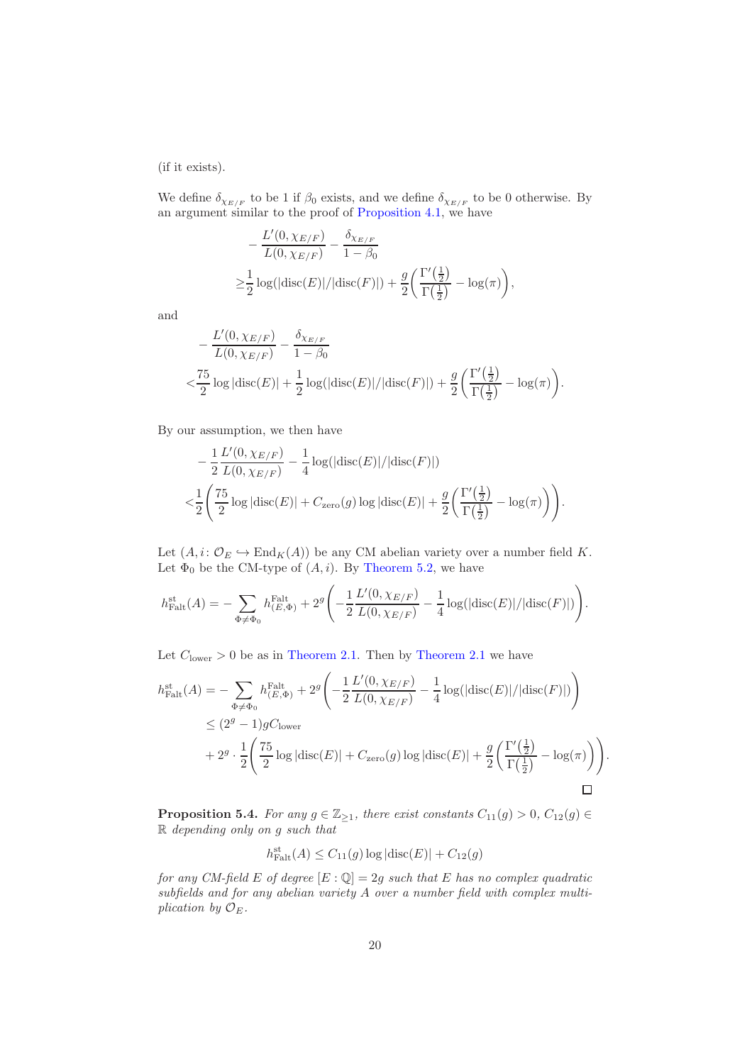(if it exists).

We define $\delta_{\chi_{E/F}}$ to be 1 if $\beta_0$ exists, and we define $\delta_{\chi_{E/F}}$ to be 0 otherwise. By an argument similar to the proof of Proposition 4.1, we have

$$\begin{aligned}
&-\frac{L'(0,\chi_{E/F})}{L(0,\chi_{E/F})} - \frac{\delta_{\chi_{E/F}}}{1-\beta_0} \\
\geq& \frac{1}{2}\log(|\mathrm{disc}(E)|/|\mathrm{disc}(F)|) + \frac{g}{2}\left(\frac{\Gamma'\left(\frac{1}{2}\right)}{\Gamma\left(\frac{1}{2}\right)} - \log(\pi)\right),
\end{aligned}$$

and

$$\begin{aligned}
&-\frac{L'(0,\chi_{E/F})}{L(0,\chi_{E/F})} - \frac{\delta_{\chi_{E/F}}}{1-\beta_0} \\
<& \frac{75}{2}\log|\mathrm{disc}(E)| + \frac{1}{2}\log(|\mathrm{disc}(E)|/|\mathrm{disc}(F)|) + \frac{g}{2}\left(\frac{\Gamma'\left(\frac{1}{2}\right)}{\Gamma\left(\frac{1}{2}\right)} - \log(\pi)\right).
\end{aligned}$$

By our assumption, we then have

$$\begin{aligned}
&-\frac{1}{2}\frac{L'(0,\chi_{E/F})}{L(0,\chi_{E/F})} - \frac{1}{4}\log(|\mathrm{disc}(E)|/|\mathrm{disc}(F)|) \\
<& \frac{1}{2}\left(\frac{75}{2}\log|\mathrm{disc}(E)| + C_{\mathrm{zero}}(g)\log|\mathrm{disc}(E)| + \frac{g}{2}\left(\frac{\Gamma'\left(\frac{1}{2}\right)}{\Gamma\left(\frac{1}{2}\right)} - \log(\pi)\right)\right).
\end{aligned}$$

Let $(A, i\colon \mathcal{O}_E \hookrightarrow \mathrm{End}_K(A))$ be any CM abelian variety over a number field $K$. Let $\Phi_0$ be the CM-type of $(A, i)$. By Theorem 5.2, we have

$$h_{\mathrm{Falt}}^{\mathrm{st}}(A) = -\sum_{\Phi \neq \Phi_0} h_{(E,\Phi)}^{\mathrm{Falt}} + 2^g\left(-\frac{1}{2}\frac{L'(0,\chi_{E/F})}{L(0,\chi_{E/F})} - \frac{1}{4}\log(|\mathrm{disc}(E)|/|\mathrm{disc}(F)|)\right).$$

Let $C_{\mathrm{lower}} > 0$ be as in Theorem 2.1. Then by Theorem 2.1 we have

$$\begin{aligned}
h_{\mathrm{Falt}}^{\mathrm{st}}(A) &= -\sum_{\Phi \neq \Phi_0} h_{(E,\Phi)}^{\mathrm{Falt}} + 2^g\left(-\frac{1}{2}\frac{L'(0,\chi_{E/F})}{L(0,\chi_{E/F})} - \frac{1}{4}\log(|\mathrm{disc}(E)|/|\mathrm{disc}(F)|)\right) \\
&\leq (2^g - 1)gC_{\mathrm{lower}} \\
&\quad + 2^g \cdot \frac{1}{2}\left(\frac{75}{2}\log|\mathrm{disc}(E)| + C_{\mathrm{zero}}(g)\log|\mathrm{disc}(E)| + \frac{g}{2}\left(\frac{\Gamma'\left(\frac{1}{2}\right)}{\Gamma\left(\frac{1}{2}\right)} - \log(\pi)\right)\right).
\end{aligned}$$

□

**Proposition 5.4.** *For any $g \in \mathbb{Z}_{\geq 1}$, there exist constants $C_{11}(g) > 0$, $C_{12}(g) \in \mathbb{R}$ depending only on $g$ such that*

$$h_{\mathrm{Falt}}^{\mathrm{st}}(A) \leq C_{11}(g)\log|\mathrm{disc}(E)| + C_{12}(g)$$

*for any CM-field $E$ of degree $[E : \mathbb{Q}] = 2g$ such that $E$ has no complex quadratic subfields and for any abelian variety $A$ over a number field with complex multiplication by $\mathcal{O}_E$.*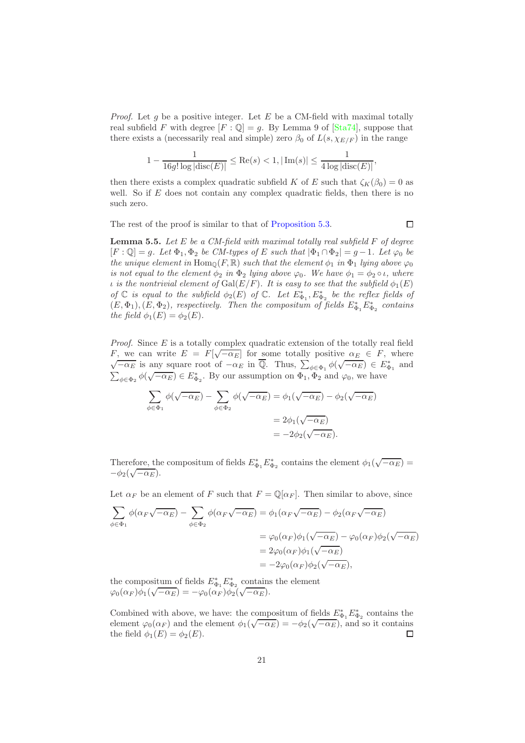*Proof.* Let $g$ be a positive integer. Let $E$ be a CM-field with maximal totally real subfield $F$ with degree $[F:\mathbb{Q}] = g$. By Lemma 9 of [Sta74], suppose that there exists a (necessarily real and simple) zero $\beta_0$ of $L(s, \chi_{E/F})$ in the range

$$1 - \frac{1}{16g!\log|\mathrm{disc}(E)|} \leq \mathrm{Re}(s) < 1, |\mathrm{Im}(s)| \leq \frac{1}{4\log|\mathrm{disc}(E)|},$$

then there exists a complex quadratic subfield $K$ of $E$ such that $\zeta_K(\beta_0) = 0$ as well. So if $E$ does not contain any complex quadratic fields, then there is no such zero.

The rest of the proof is similar to that of Proposition 5.3. ∎

**Lemma 5.5.** *Let $E$ be a CM-field with maximal totally real subfield $F$ of degree $[F:\mathbb{Q}] = g$. Let $\Phi_1, \Phi_2$ be CM-types of $E$ such that $|\Phi_1 \cap \Phi_2| = g-1$. Let $\varphi_0$ be the unique element in $\mathrm{Hom}_{\mathbb{Q}}(F, \mathbb{R})$ such that the element $\phi_1$ in $\Phi_1$ lying above $\varphi_0$ is not equal to the element $\phi_2$ in $\Phi_2$ lying above $\varphi_0$. We have $\phi_1 = \phi_2 \circ \iota$, where $\iota$ is the nontrivial element of $\mathrm{Gal}(E/F)$. It is easy to see that the subfield $\phi_1(E)$ of $\mathbb{C}$ is equal to the subfield $\phi_2(E)$ of $\mathbb{C}$. Let $E^*_{\Phi_1}, E^*_{\Phi_2}$ be the reflex fields of $(E, \Phi_1), (E, \Phi_2)$, respectively. Then the compositum of fields $E^*_{\Phi_1}E^*_{\Phi_2}$ contains the field $\phi_1(E) = \phi_2(E)$.*

*Proof.* Since $E$ is a totally complex quadratic extension of the totally real field $F$, we can write $E = F[\sqrt{-\alpha_E}]$ for some totally positive $\alpha_E \in F$, where $\sqrt{-\alpha_E}$ is any square root of $-\alpha_E$ in $\overline{\mathbb{Q}}$. Thus, $\sum_{\phi \in \Phi_1} \phi(\sqrt{-\alpha_E}) \in E^*_{\Phi_1}$ and $\sum_{\phi \in \Phi_2} \phi(\sqrt{-\alpha_E}) \in E^*_{\Phi_2}$. By our assumption on $\Phi_1, \Phi_2$ and $\varphi_0$, we have

$$\begin{aligned}
\sum_{\phi \in \Phi_1} \phi(\sqrt{-\alpha_E}) - \sum_{\phi \in \Phi_2} \phi(\sqrt{-\alpha_E}) &= \phi_1(\sqrt{-\alpha_E}) - \phi_2(\sqrt{-\alpha_E}) \\
&= 2\phi_1(\sqrt{-\alpha_E}) \\
&= -2\phi_2(\sqrt{-\alpha_E}).
\end{aligned}$$

Therefore, the compositum of fields $E^*_{\Phi_1}E^*_{\Phi_2}$ contains the element $\phi_1(\sqrt{-\alpha_E}) = -\phi_2(\sqrt{-\alpha_E})$.

Let $\alpha_F$ be an element of $F$ such that $F = \mathbb{Q}[\alpha_F]$. Then similar to above, since

$$\begin{aligned}
\sum_{\phi \in \Phi_1} \phi(\alpha_F\sqrt{-\alpha_E}) - \sum_{\phi \in \Phi_2} \phi(\alpha_F\sqrt{-\alpha_E}) &= \phi_1(\alpha_F\sqrt{-\alpha_E}) - \phi_2(\alpha_F\sqrt{-\alpha_E}) \\
&= \varphi_0(\alpha_F)\phi_1(\sqrt{-\alpha_E}) - \varphi_0(\alpha_F)\phi_2(\sqrt{-\alpha_E}) \\
&= 2\varphi_0(\alpha_F)\phi_1(\sqrt{-\alpha_E}) \\
&= -2\varphi_0(\alpha_F)\phi_2(\sqrt{-\alpha_E}),
\end{aligned}$$

the compositum of fields $E^*_{\Phi_1}E^*_{\Phi_2}$ contains the element $\varphi_0(\alpha_F)\phi_1(\sqrt{-\alpha_E}) = -\varphi_0(\alpha_F)\phi_2(\sqrt{-\alpha_E})$.

Combined with above, we have: the compositum of fields $E^*_{\Phi_1}E^*_{\Phi_2}$ contains the element $\varphi_0(\alpha_F)$ and the element $\phi_1(\sqrt{-\alpha_E}) = -\phi_2(\sqrt{-\alpha_E})$, and so it contains the field $\phi_1(E) = \phi_2(E)$. ∎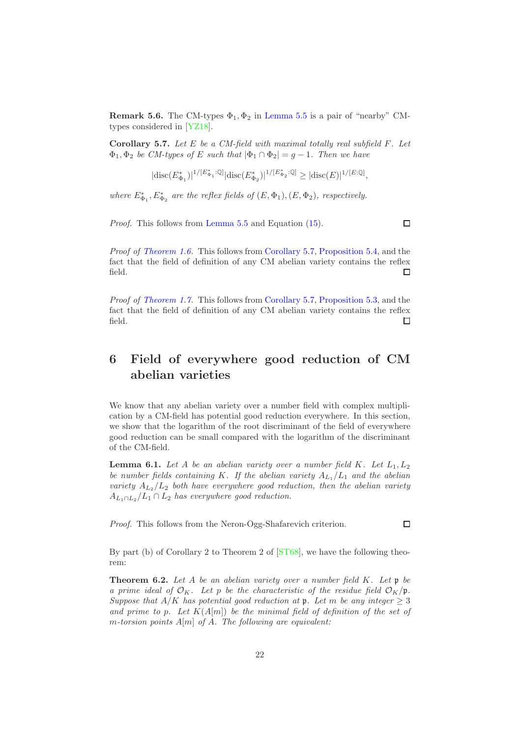**Remark 5.6.** The CM-types $\Phi_1, \Phi_2$ in Lemma 5.5 is a pair of "nearby" CM-types considered in [YZ18].

**Corollary 5.7.** *Let $E$ be a CM-field with maximal totally real subfield $F$. Let $\Phi_1, \Phi_2$ be CM-types of $E$ such that $|\Phi_1 \cap \Phi_2| = g - 1$. Then we have*

$$|\mathrm{disc}(E^*_{\Phi_1})|^{1/[E^*_{\Phi_1}:\mathbb{Q}]} |\mathrm{disc}(E^*_{\Phi_2})|^{1/[E^*_{\Phi_2}:\mathbb{Q}]} \geq |\mathrm{disc}(E)|^{1/[E:\mathbb{Q}]},$$

*where $E^*_{\Phi_1}, E^*_{\Phi_2}$ are the reflex fields of $(E, \Phi_1), (E, \Phi_2)$, respectively.*

*Proof.* This follows from Lemma 5.5 and Equation (15). □

*Proof of Theorem 1.6.* This follows from Corollary 5.7, Proposition 5.4, and the fact that the field of definition of any CM abelian variety contains the reflex field. □

*Proof of Theorem 1.7.* This follows from Corollary 5.7, Proposition 5.3, and the fact that the field of definition of any CM abelian variety contains the reflex field. □

# 6 Field of everywhere good reduction of CM abelian varieties

We know that any abelian variety over a number field with complex multiplication by a CM-field has potential good reduction everywhere. In this section, we show that the logarithm of the root discriminant of the field of everywhere good reduction can be small compared with the logarithm of the discriminant of the CM-field.

**Lemma 6.1.** *Let $A$ be an abelian variety over a number field $K$. Let $L_1, L_2$ be number fields containing $K$. If the abelian variety $A_{L_1}/L_1$ and the abelian variety $A_{L_2}/L_2$ both have everywhere good reduction, then the abelian variety $A_{L_1 \cap L_2}/L_1 \cap L_2$ has everywhere good reduction.*

*Proof.* This follows from the Neron-Ogg-Shafarevich criterion. □

By part (b) of Corollary 2 to Theorem 2 of [ST68], we have the following theorem:

**Theorem 6.2.** *Let $A$ be an abelian variety over a number field $K$. Let $\mathfrak{p}$ be a prime ideal of $\mathcal{O}_K$. Let $p$ be the characteristic of the residue field $\mathcal{O}_K/\mathfrak{p}$. Suppose that $A/K$ has potential good reduction at $\mathfrak{p}$. Let $m$ be any integer $\geq 3$ and prime to $p$. Let $K(A[m])$ be the minimal field of definition of the set of $m$-torsion points $A[m]$ of $A$. The following are equivalent:*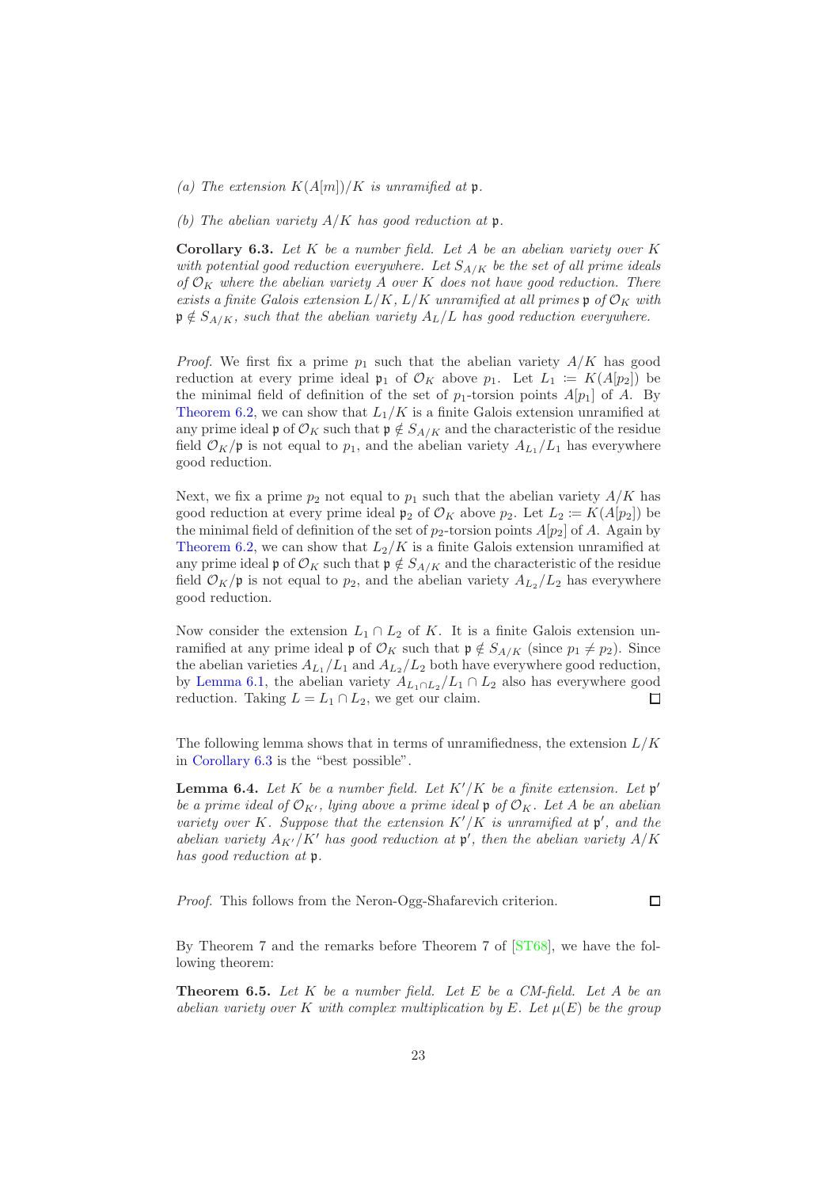*(a) The extension $K(A[m])/K$ is unramified at $\mathfrak{p}$.*

*(b) The abelian variety $A/K$ has good reduction at $\mathfrak{p}$.*

**Corollary 6.3.** *Let $K$ be a number field. Let $A$ be an abelian variety over $K$ with potential good reduction everywhere. Let $S_{A/K}$ be the set of all prime ideals of $\mathcal{O}_K$ where the abelian variety $A$ over $K$ does not have good reduction. There exists a finite Galois extension $L/K$, $L/K$ unramified at all primes $\mathfrak{p}$ of $\mathcal{O}_K$ with $\mathfrak{p} \notin S_{A/K}$, such that the abelian variety $A_L/L$ has good reduction everywhere.*

*Proof.* We first fix a prime $p_1$ such that the abelian variety $A/K$ has good reduction at every prime ideal $\mathfrak{p}_1$ of $\mathcal{O}_K$ above $p_1$. Let $L_1 := K(A[p_2])$ be the minimal field of definition of the set of $p_1$-torsion points $A[p_1]$ of $A$. By Theorem 6.2, we can show that $L_1/K$ is a finite Galois extension unramified at any prime ideal $\mathfrak{p}$ of $\mathcal{O}_K$ such that $\mathfrak{p} \notin S_{A/K}$ and the characteristic of the residue field $\mathcal{O}_K/\mathfrak{p}$ is not equal to $p_1$, and the abelian variety $A_{L_1}/L_1$ has everywhere good reduction.

Next, we fix a prime $p_2$ not equal to $p_1$ such that the abelian variety $A/K$ has good reduction at every prime ideal $\mathfrak{p}_2$ of $\mathcal{O}_K$ above $p_2$. Let $L_2 := K(A[p_2])$ be the minimal field of definition of the set of $p_2$-torsion points $A[p_2]$ of $A$. Again by Theorem 6.2, we can show that $L_2/K$ is a finite Galois extension unramified at any prime ideal $\mathfrak{p}$ of $\mathcal{O}_K$ such that $\mathfrak{p} \notin S_{A/K}$ and the characteristic of the residue field $\mathcal{O}_K/\mathfrak{p}$ is not equal to $p_2$, and the abelian variety $A_{L_2}/L_2$ has everywhere good reduction.

Now consider the extension $L_1 \cap L_2$ of $K$. It is a finite Galois extension unramified at any prime ideal $\mathfrak{p}$ of $\mathcal{O}_K$ such that $\mathfrak{p} \notin S_{A/K}$ (since $p_1 \neq p_2$). Since the abelian varieties $A_{L_1}/L_1$ and $A_{L_2}/L_2$ both have everywhere good reduction, by Lemma 6.1, the abelian variety $A_{L_1 \cap L_2}/L_1 \cap L_2$ also has everywhere good reduction. Taking $L = L_1 \cap L_2$, we get our claim. $\square$

The following lemma shows that in terms of unramifiedness, the extension $L/K$ in Corollary 6.3 is the "best possible".

**Lemma 6.4.** *Let $K$ be a number field. Let $K'/K$ be a finite extension. Let $\mathfrak{p}'$ be a prime ideal of $\mathcal{O}_{K'}$, lying above a prime ideal $\mathfrak{p}$ of $\mathcal{O}_K$. Let $A$ be an abelian variety over $K$. Suppose that the extension $K'/K$ is unramified at $\mathfrak{p}'$, and the abelian variety $A_{K'}/K'$ has good reduction at $\mathfrak{p}'$, then the abelian variety $A/K$ has good reduction at $\mathfrak{p}$.*

*Proof.* This follows from the Neron-Ogg-Shafarevich criterion. $\square$

By Theorem 7 and the remarks before Theorem 7 of [ST68], we have the following theorem:

**Theorem 6.5.** *Let $K$ be a number field. Let $E$ be a CM-field. Let $A$ be an abelian variety over $K$ with complex multiplication by $E$. Let $\mu(E)$ be the group*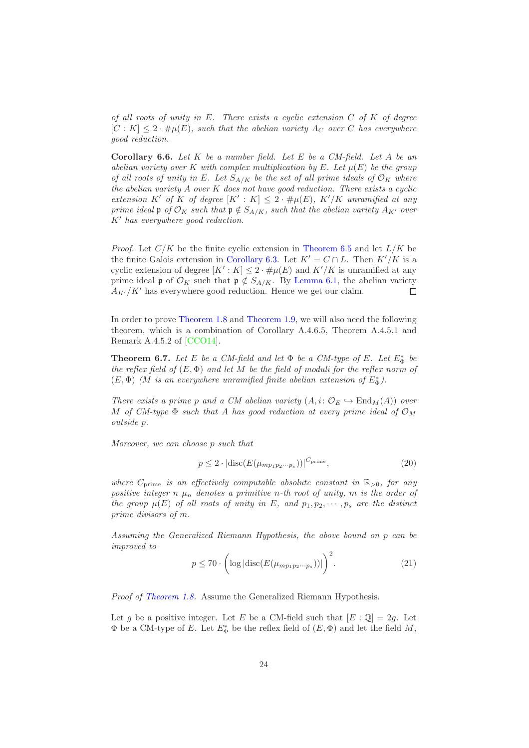*of all roots of unity in $E$. There exists a cyclic extension $C$ of $K$ of degree $[C:K] \leq 2 \cdot \#\mu(E)$, such that the abelian variety $A_C$ over $C$ has everywhere good reduction.*

**Corollary 6.6.** *Let $K$ be a number field. Let $E$ be a CM-field. Let $A$ be an abelian variety over $K$ with complex multiplication by $E$. Let $\mu(E)$ be the group of all roots of unity in $E$. Let $S_{A/K}$ be the set of all prime ideals of $\mathcal{O}_K$ where the abelian variety $A$ over $K$ does not have good reduction. There exists a cyclic extension $K'$ of $K$ of degree $[K':K] \leq 2 \cdot \#\mu(E)$, $K'/K$ unramified at any prime ideal $\mathfrak{p}$ of $\mathcal{O}_K$ such that $\mathfrak{p} \notin S_{A/K}$, such that the abelian variety $A_{K'}$ over $K'$ has everywhere good reduction.*

*Proof.* Let $C/K$ be the finite cyclic extension in Theorem 6.5 and let $L/K$ be the finite Galois extension in Corollary 6.3. Let $K' = C \cap L$. Then $K'/K$ is a cyclic extension of degree $[K':K] \leq 2 \cdot \#\mu(E)$ and $K'/K$ is unramified at any prime ideal $\mathfrak{p}$ of $\mathcal{O}_K$ such that $\mathfrak{p} \notin S_{A/K}$. By Lemma 6.1, the abelian variety $A_{K'}/K'$ has everywhere good reduction. Hence we get our claim. □

In order to prove Theorem 1.8 and Theorem 1.9, we will also need the following theorem, which is a combination of Corollary A.4.6.5, Theorem A.4.5.1 and Remark A.4.5.2 of [CCO14].

**Theorem 6.7.** *Let $E$ be a CM-field and let $\Phi$ be a CM-type of $E$. Let $E^*_\Phi$ be the reflex field of $(E, \Phi)$ and let $M$ be the field of moduli for the reflex norm of $(E, \Phi)$ ($M$ is an everywhere unramified finite abelian extension of $E^*_\Phi$).*

*There exists a prime $p$ and a CM abelian variety $(A, i\colon \mathcal{O}_E \hookrightarrow \mathrm{End}_M(A))$ over $M$ of CM-type $\Phi$ such that $A$ has good reduction at every prime ideal of $\mathcal{O}_M$ outside $p$.*

*Moreover, we can choose $p$ such that*

$$p \leq 2 \cdot |\mathrm{disc}(E(\mu_{mp_1p_2\cdots p_s}))|^{C_{\mathrm{prime}}}, \tag{20}$$

*where $C_{\mathrm{prime}}$ is an effectively computable absolute constant in $\mathbb{R}_{>0}$, for any positive integer $n$ $\mu_n$ denotes a primitive $n$-th root of unity, $m$ is the order of the group $\mu(E)$ of all roots of unity in $E$, and $p_1, p_2, \cdots, p_s$ are the distinct prime divisors of $m$.*

*Assuming the Generalized Riemann Hypothesis, the above bound on $p$ can be improved to*

$$p \leq 70 \cdot \left(\log |\mathrm{disc}(E(\mu_{mp_1p_2\cdots p_s}))|\right)^2. \tag{21}$$

*Proof of Theorem 1.8.* Assume the Generalized Riemann Hypothesis.

Let $g$ be a positive integer. Let $E$ be a CM-field such that $[E:\mathbb{Q}] = 2g$. Let $\Phi$ be a CM-type of $E$. Let $E^*_\Phi$ be the reflex field of $(E, \Phi)$ and let the field $M$,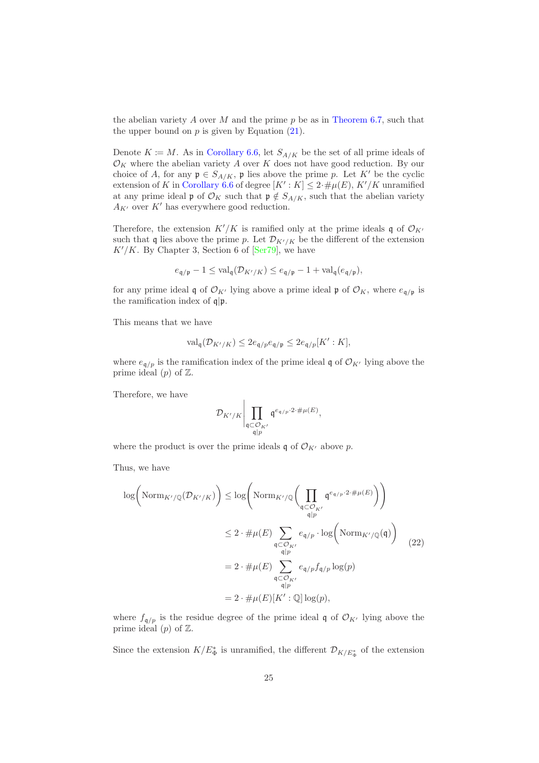the abelian variety $A$ over $M$ and the prime $p$ be as in Theorem 6.7, such that the upper bound on $p$ is given by Equation (21).

Denote $K := M$. As in Corollary 6.6, let $S_{A/K}$ be the set of all prime ideals of $\mathcal{O}_K$ where the abelian variety $A$ over $K$ does not have good reduction. By our choice of $A$, for any $\mathfrak{p} \in S_{A/K}$, $\mathfrak{p}$ lies above the prime $p$. Let $K'$ be the cyclic extension of $K$ in Corollary 6.6 of degree $[K' : K] \leq 2 \cdot \#\mu(E)$, $K'/K$ unramified at any prime ideal $\mathfrak{p}$ of $\mathcal{O}_K$ such that $\mathfrak{p} \notin S_{A/K}$, such that the abelian variety $A_{K'}$ over $K'$ has everywhere good reduction.

Therefore, the extension $K'/K$ is ramified only at the prime ideals $\mathfrak{q}$ of $\mathcal{O}_{K'}$ such that $\mathfrak{q}$ lies above the prime $p$. Let $\mathcal{D}_{K'/K}$ be the different of the extension $K'/K$. By Chapter 3, Section 6 of [Ser79], we have

$$e_{\mathfrak{q}/\mathfrak{p}} - 1 \leq \operatorname{val}_{\mathfrak{q}}(\mathcal{D}_{K'/K}) \leq e_{\mathfrak{q}/\mathfrak{p}} - 1 + \operatorname{val}_{\mathfrak{q}}(e_{\mathfrak{q}/\mathfrak{p}}),$$

for any prime ideal $\mathfrak{q}$ of $\mathcal{O}_{K'}$ lying above a prime ideal $\mathfrak{p}$ of $\mathcal{O}_K$, where $e_{\mathfrak{q}/\mathfrak{p}}$ is the ramification index of $\mathfrak{q}|\mathfrak{p}$.

This means that we have

$$\operatorname{val}_{\mathfrak{q}}(\mathcal{D}_{K'/K}) \leq 2e_{\mathfrak{q}/p}e_{\mathfrak{q}/\mathfrak{p}} \leq 2e_{\mathfrak{q}/p}[K' : K],$$

where $e_{\mathfrak{q}/p}$ is the ramification index of the prime ideal $\mathfrak{q}$ of $\mathcal{O}_{K'}$ lying above the prime ideal $(p)$ of $\mathbb{Z}$.

Therefore, we have

$$\mathcal{D}_{K'/K} \,\Bigg|\, \prod_{\substack{\mathfrak{q} \subset \mathcal{O}_{K'} \\ \mathfrak{q}|p}} \mathfrak{q}^{e_{\mathfrak{q}/p} \cdot 2 \cdot \#\mu(E)},$$

where the product is over the prime ideals $\mathfrak{q}$ of $\mathcal{O}_{K'}$ above $p$.

Thus, we have

$$\begin{aligned}
\log\Big(\operatorname{Norm}_{K'/\mathbb{Q}}(\mathcal{D}_{K'/K})\Big) &\leq \log\Bigg(\operatorname{Norm}_{K'/\mathbb{Q}}\Bigg(\prod_{\substack{\mathfrak{q} \subset \mathcal{O}_{K'} \\ \mathfrak{q}|p}} \mathfrak{q}^{e_{\mathfrak{q}/p} \cdot 2 \cdot \#\mu(E)}\Bigg)\Bigg) \\
&\leq 2 \cdot \#\mu(E) \sum_{\substack{\mathfrak{q} \subset \mathcal{O}_{K'} \\ \mathfrak{q}|p}} e_{\mathfrak{q}/p} \cdot \log\Big(\operatorname{Norm}_{K'/\mathbb{Q}}(\mathfrak{q})\Big) \\
&= 2 \cdot \#\mu(E) \sum_{\substack{\mathfrak{q} \subset \mathcal{O}_{K'} \\ \mathfrak{q}|p}} e_{\mathfrak{q}/p} f_{\mathfrak{q}/p} \log(p) \\
&= 2 \cdot \#\mu(E)[K' : \mathbb{Q}] \log(p),
\end{aligned} \tag{22}$$

where $f_{\mathfrak{q}/p}$ is the residue degree of the prime ideal $\mathfrak{q}$ of $\mathcal{O}_{K'}$ lying above the prime ideal $(p)$ of $\mathbb{Z}$.

Since the extension $K/E_{\Phi}^{*}$ is unramified, the different $\mathcal{D}_{K/E_{\Phi}^{*}}$ of the extension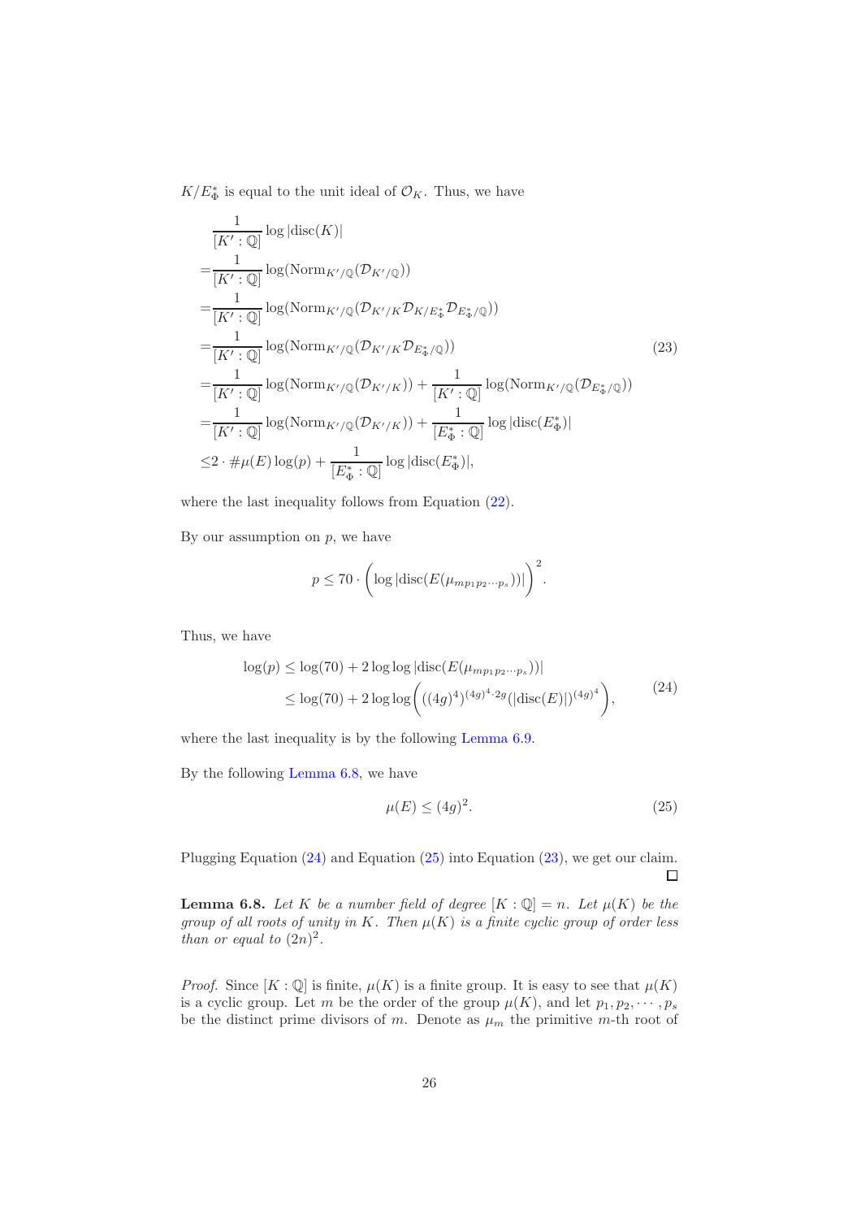$K/E_\Phi^*$ is equal to the unit ideal of $\mathcal{O}_K$. Thus, we have

$$
\begin{aligned}
&\frac{1}{[K':\mathbb{Q}]}\log|\mathrm{disc}(K)| \\
=&\frac{1}{[K':\mathbb{Q}]}\log(\mathrm{Norm}_{K'/\mathbb{Q}}(\mathcal{D}_{K'/\mathbb{Q}})) \\
=&\frac{1}{[K':\mathbb{Q}]}\log(\mathrm{Norm}_{K'/\mathbb{Q}}(\mathcal{D}_{K'/K}\mathcal{D}_{K/E_\Phi^*}\mathcal{D}_{E_\Phi^*/\mathbb{Q}})) \\
=&\frac{1}{[K':\mathbb{Q}]}\log(\mathrm{Norm}_{K'/\mathbb{Q}}(\mathcal{D}_{K'/K}\mathcal{D}_{E_\Phi^*/\mathbb{Q}})) \\
=&\frac{1}{[K':\mathbb{Q}]}\log(\mathrm{Norm}_{K'/\mathbb{Q}}(\mathcal{D}_{K'/K}))+\frac{1}{[K':\mathbb{Q}]}\log(\mathrm{Norm}_{K'/\mathbb{Q}}(\mathcal{D}_{E_\Phi^*/\mathbb{Q}})) \\
=&\frac{1}{[K':\mathbb{Q}]}\log(\mathrm{Norm}_{K'/\mathbb{Q}}(\mathcal{D}_{K'/K}))+\frac{1}{[E_\Phi^*:\mathbb{Q}]}\log|\mathrm{disc}(E_\Phi^*)| \\
\leq& 2\cdot\#\mu(E)\log(p)+\frac{1}{[E_\Phi^*:\mathbb{Q}]}\log|\mathrm{disc}(E_\Phi^*)|,
\end{aligned}
\tag{23}
$$

where the last inequality follows from Equation (22).

By our assumption on $p$, we have

$$p \leq 70\cdot\left(\log|\mathrm{disc}(E(\mu_{mp_1p_2\cdots p_s}))|\right)^2.$$

Thus, we have

$$
\begin{aligned}
\log(p) &\leq \log(70)+2\log\log|\mathrm{disc}(E(\mu_{mp_1p_2\cdots p_s}))| \\
&\leq \log(70)+2\log\log\left(((4g)^4)^{(4g)^4\cdot 2g}(|\mathrm{disc}(E)|)^{(4g)^4}\right),
\end{aligned}
\tag{24}
$$

where the last inequality is by the following Lemma 6.9.

By the following Lemma 6.8, we have

$$\mu(E)\leq (4g)^2. \tag{25}$$

Plugging Equation (24) and Equation (25) into Equation (23), we get our claim. □

**Lemma 6.8.** *Let $K$ be a number field of degree $[K:\mathbb{Q}]=n$. Let $\mu(K)$ be the group of all roots of unity in $K$. Then $\mu(K)$ is a finite cyclic group of order less than or equal to $(2n)^2$.*

*Proof.* Since $[K:\mathbb{Q}]$ is finite, $\mu(K)$ is a finite group. It is easy to see that $\mu(K)$ is a cyclic group. Let $m$ be the order of the group $\mu(K)$, and let $p_1,p_2,\cdots,p_s$ be the distinct prime divisors of $m$. Denote as $\mu_m$ the primitive $m$-th root of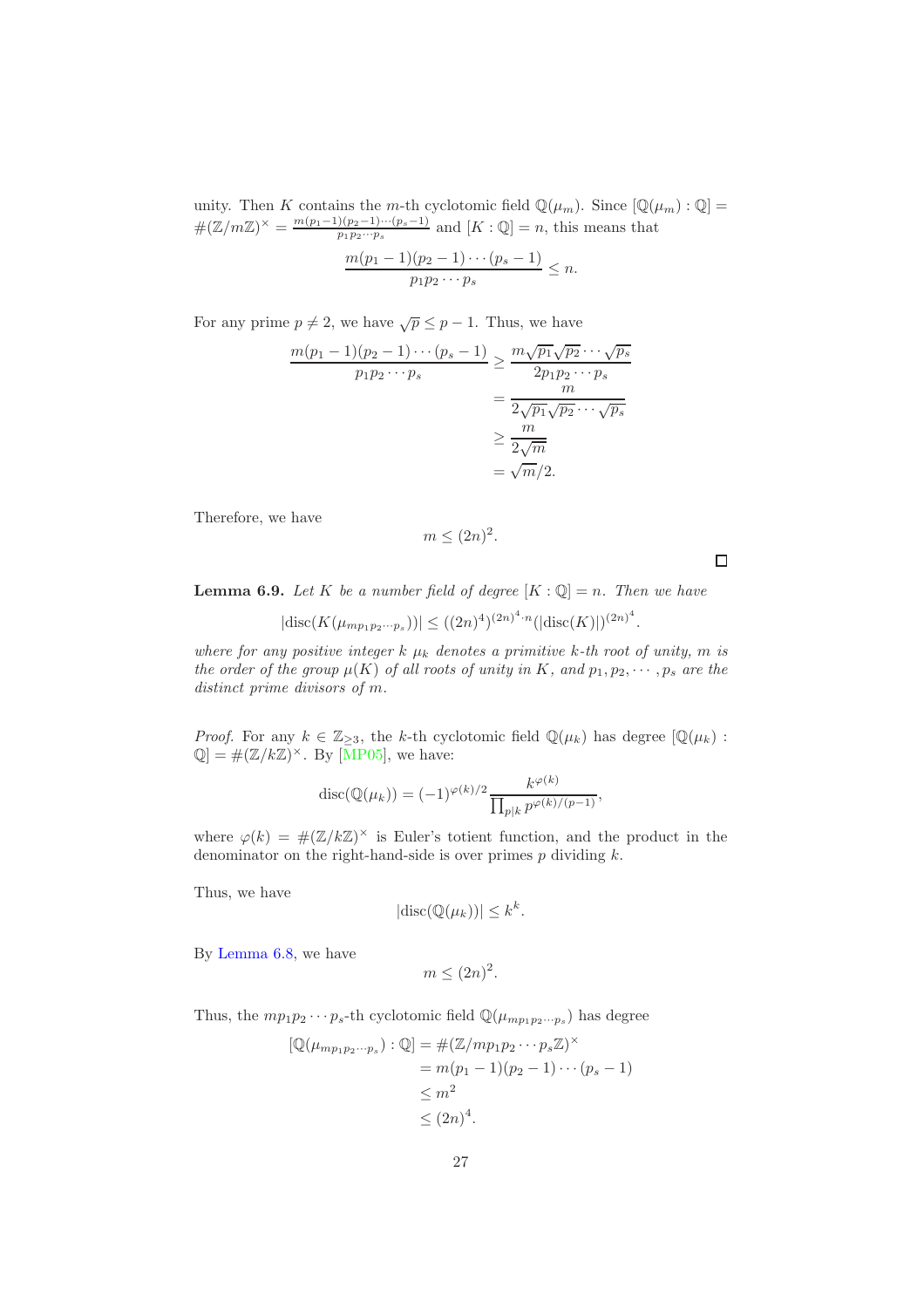unity. Then $K$ contains the $m$-th cyclotomic field $\mathbb{Q}(\mu_m)$. Since $[\mathbb{Q}(\mu_m) : \mathbb{Q}] = \#(\mathbb{Z}/m\mathbb{Z})^\times = \frac{m(p_1-1)(p_2-1)\cdots(p_s-1)}{p_1 p_2 \cdots p_s}$ and $[K : \mathbb{Q}] = n$, this means that

$$\frac{m(p_1-1)(p_2-1)\cdots(p_s-1)}{p_1 p_2 \cdots p_s} \leq n.$$

For any prime $p \neq 2$, we have $\sqrt{p} \leq p - 1$. Thus, we have

$$\begin{aligned}
\frac{m(p_1-1)(p_2-1)\cdots(p_s-1)}{p_1 p_2 \cdots p_s} &\geq \frac{m\sqrt{p_1}\sqrt{p_2}\cdots\sqrt{p_s}}{2p_1 p_2 \cdots p_s} \\
&= \frac{m}{2\sqrt{p_1}\sqrt{p_2}\cdots\sqrt{p_s}} \\
&\geq \frac{m}{2\sqrt{m}} \\
&= \sqrt{m}/2.
\end{aligned}$$

Therefore, we have

$$m \leq (2n)^2.$$

□

**Lemma 6.9.** *Let $K$ be a number field of degree $[K : \mathbb{Q}] = n$. Then we have*

$$|\mathrm{disc}(K(\mu_{mp_1p_2\cdots p_s}))| \leq ((2n)^4)^{(2n)^4 \cdot n}(|\mathrm{disc}(K)|)^{(2n)^4}.$$

*where for any positive integer $k$ $\mu_k$ denotes a primitive $k$-th root of unity, $m$ is the order of the group $\mu(K)$ of all roots of unity in $K$, and $p_1, p_2, \cdots, p_s$ are the distinct prime divisors of $m$.*

*Proof.* For any $k \in \mathbb{Z}_{\geq 3}$, the $k$-th cyclotomic field $\mathbb{Q}(\mu_k)$ has degree $[\mathbb{Q}(\mu_k) : \mathbb{Q}] = \#(\mathbb{Z}/k\mathbb{Z})^\times$. By [MP05], we have:

$$\mathrm{disc}(\mathbb{Q}(\mu_k)) = (-1)^{\varphi(k)/2}\frac{k^{\varphi(k)}}{\prod_{p|k} p^{\varphi(k)/(p-1)}},$$

where $\varphi(k) = \#(\mathbb{Z}/k\mathbb{Z})^\times$ is Euler's totient function, and the product in the denominator on the right-hand-side is over primes $p$ dividing $k$.

Thus, we have

$$|\mathrm{disc}(\mathbb{Q}(\mu_k))| \leq k^k.$$

By Lemma 6.8, we have

$$m \leq (2n)^2.$$

Thus, the $mp_1p_2\cdots p_s$-th cyclotomic field $\mathbb{Q}(\mu_{mp_1p_2\cdots p_s})$ has degree

$$\begin{aligned}
[\mathbb{Q}(\mu_{mp_1p_2\cdots p_s}) : \mathbb{Q}] &= \#(\mathbb{Z}/mp_1p_2\cdots p_s\mathbb{Z})^\times \\
&= m(p_1-1)(p_2-1)\cdots(p_s-1) \\
&\leq m^2 \\
&\leq (2n)^4.
\end{aligned}$$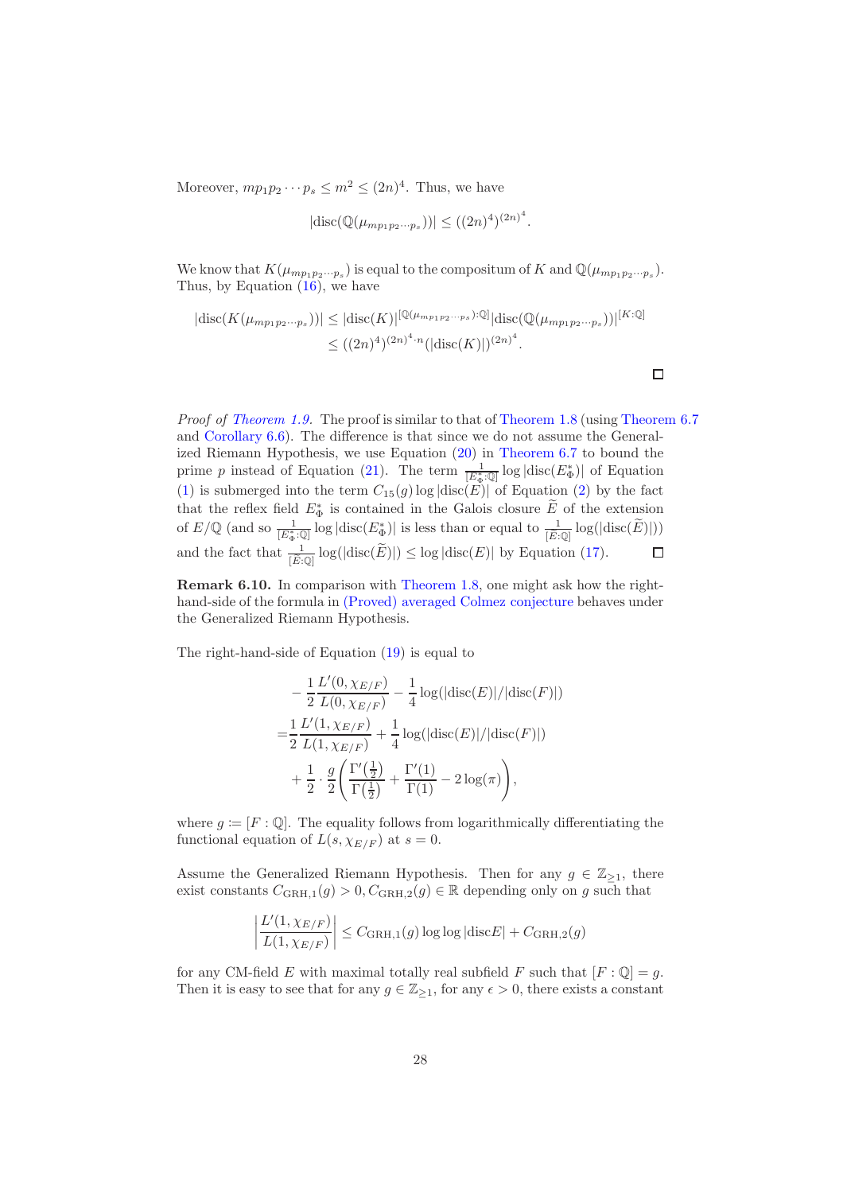Moreover, $mp_1p_2\cdots p_s \leq m^2 \leq (2n)^4$. Thus, we have

$$|\mathrm{disc}(\mathbb{Q}(\mu_{mp_1p_2\cdots p_s}))| \leq ((2n)^4)^{(2n)^4}.$$

We know that $K(\mu_{mp_1p_2\cdots p_s})$ is equal to the compositum of $K$ and $\mathbb{Q}(\mu_{mp_1p_2\cdots p_s})$. Thus, by Equation (16), we have

$$\begin{aligned}|\mathrm{disc}(K(\mu_{mp_1p_2\cdots p_s}))| &\leq |\mathrm{disc}(K)|^{[\mathbb{Q}(\mu_{mp_1p_2\cdots p_s}):\mathbb{Q}]}|\mathrm{disc}(\mathbb{Q}(\mu_{mp_1p_2\cdots p_s}))|^{[K:\mathbb{Q}]} \\ &\leq ((2n)^4)^{(2n)^4\cdot n}(|\mathrm{disc}(K)|)^{(2n)^4}.\end{aligned}$$

□

*Proof of Theorem 1.9.* The proof is similar to that of Theorem 1.8 (using Theorem 6.7 and Corollary 6.6). The difference is that since we do not assume the Generalized Riemann Hypothesis, we use Equation (20) in Theorem 6.7 to bound the prime $p$ instead of Equation (21). The term $\frac{1}{[E_\Phi^*:\mathbb{Q}]}\log|\mathrm{disc}(E_\Phi^*)|$ of Equation (1) is submerged into the term $C_{15}(g)\log|\mathrm{disc}(E)|$ of Equation (2) by the fact that the reflex field $E_\Phi^*$ is contained in the Galois closure $\widetilde{E}$ of the extension of $E/\mathbb{Q}$ (and so $\frac{1}{[E_\Phi^*:\mathbb{Q}]}\log|\mathrm{disc}(E_\Phi^*)|$ is less than or equal to $\frac{1}{[\widetilde{E}:\mathbb{Q}]}\log(|\mathrm{disc}(\widetilde{E})|)$) and the fact that $\frac{1}{[\widetilde{E}:\mathbb{Q}]}\log(|\mathrm{disc}(\widetilde{E})|) \leq \log|\mathrm{disc}(E)|$ by Equation (17). □

**Remark 6.10.** In comparison with Theorem 1.8, one might ask how the right-hand-side of the formula in (Proved) averaged Colmez conjecture behaves under the Generalized Riemann Hypothesis.

The right-hand-side of Equation (19) is equal to

$$\begin{aligned}&-\frac{1}{2}\frac{L'(0,\chi_{E/F})}{L(0,\chi_{E/F})} - \frac{1}{4}\log(|\mathrm{disc}(E)|/|\mathrm{disc}(F)|) \\ =&\frac{1}{2}\frac{L'(1,\chi_{E/F})}{L(1,\chi_{E/F})} + \frac{1}{4}\log(|\mathrm{disc}(E)|/|\mathrm{disc}(F)|) \\ &+\frac{1}{2}\cdot\frac{g}{2}\left(\frac{\Gamma'(\frac{1}{2})}{\Gamma(\frac{1}{2})} + \frac{\Gamma'(1)}{\Gamma(1)} - 2\log(\pi)\right),\end{aligned}$$

where $g := [F:\mathbb{Q}]$. The equality follows from logarithmically differentiating the functional equation of $L(s,\chi_{E/F})$ at $s=0$.

Assume the Generalized Riemann Hypothesis. Then for any $g \in \mathbb{Z}_{\geq 1}$, there exist constants $C_{\mathrm{GRH},1}(g) > 0, C_{\mathrm{GRH},2}(g) \in \mathbb{R}$ depending only on $g$ such that

$$\left|\frac{L'(1,\chi_{E/F})}{L(1,\chi_{E/F})}\right| \leq C_{\mathrm{GRH},1}(g)\log\log|\mathrm{disc}E| + C_{\mathrm{GRH},2}(g)$$

for any CM-field $E$ with maximal totally real subfield $F$ such that $[F:\mathbb{Q}] = g$. Then it is easy to see that for any $g \in \mathbb{Z}_{\geq 1}$, for any $\epsilon > 0$, there exists a constant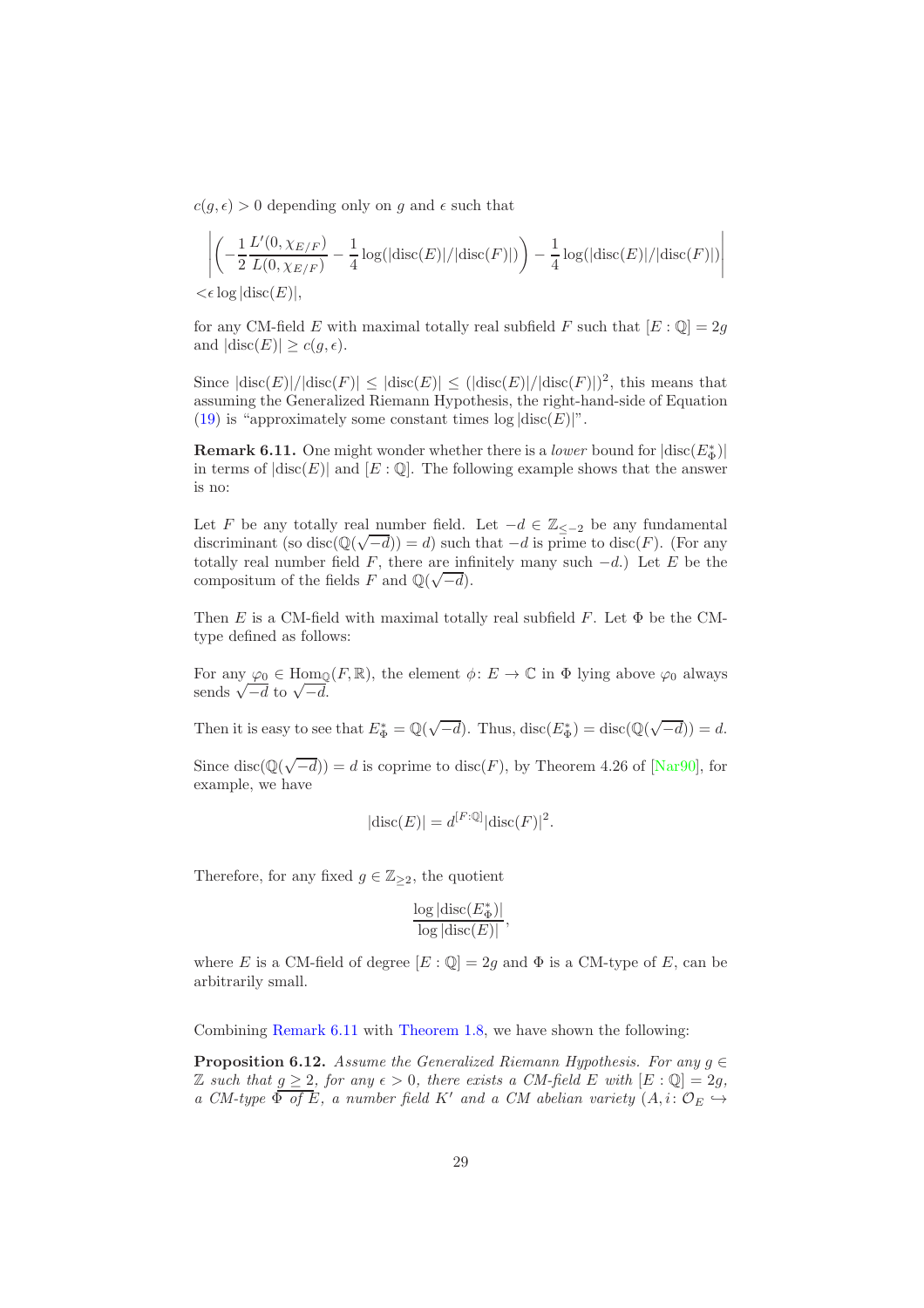$c(g,\epsilon) > 0$ depending only on $g$ and $\epsilon$ such that

$$\left| \left( -\frac{1}{2}\frac{L'(0,\chi_{E/F})}{L(0,\chi_{E/F})} - \frac{1}{4}\log(|\mathrm{disc}(E)|/|\mathrm{disc}(F)|) \right) - \frac{1}{4}\log(|\mathrm{disc}(E)|/|\mathrm{disc}(F)|) \right|$$
$$< \epsilon \log|\mathrm{disc}(E)|,$$

for any CM-field $E$ with maximal totally real subfield $F$ such that $[E:\mathbb{Q}] = 2g$ and $|\mathrm{disc}(E)| \geq c(g,\epsilon)$.

Since $|\mathrm{disc}(E)|/|\mathrm{disc}(F)| \leq |\mathrm{disc}(E)| \leq (|\mathrm{disc}(E)|/|\mathrm{disc}(F)|)^2$, this means that assuming the Generalized Riemann Hypothesis, the right-hand-side of Equation (19) is "approximately some constant times $\log|\mathrm{disc}(E)|$".

**Remark 6.11.** One might wonder whether there is a *lower* bound for $|\mathrm{disc}(E^*_\Phi)|$ in terms of $|\mathrm{disc}(E)|$ and $[E:\mathbb{Q}]$. The following example shows that the answer is no:

Let $F$ be any totally real number field. Let $-d \in \mathbb{Z}_{\leq -2}$ be any fundamental discriminant (so $\mathrm{disc}(\mathbb{Q}(\sqrt{-d})) = d$) such that $-d$ is prime to $\mathrm{disc}(F)$. (For any totally real number field $F$, there are infinitely many such $-d$.) Let $E$ be the compositum of the fields $F$ and $\mathbb{Q}(\sqrt{-d})$.

Then $E$ is a CM-field with maximal totally real subfield $F$. Let $\Phi$ be the CM-type defined as follows:

For any $\varphi_0 \in \mathrm{Hom}_{\mathbb{Q}}(F,\mathbb{R})$, the element $\phi\colon E \to \mathbb{C}$ in $\Phi$ lying above $\varphi_0$ always sends $\sqrt{-d}$ to $\sqrt{-d}$.

Then it is easy to see that $E^*_\Phi = \mathbb{Q}(\sqrt{-d})$. Thus, $\mathrm{disc}(E^*_\Phi) = \mathrm{disc}(\mathbb{Q}(\sqrt{-d})) = d$.

Since $\mathrm{disc}(\mathbb{Q}(\sqrt{-d})) = d$ is coprime to $\mathrm{disc}(F)$, by Theorem 4.26 of [Nar90], for example, we have

$$|\mathrm{disc}(E)| = d^{[F:\mathbb{Q}]}|\mathrm{disc}(F)|^2.$$

Therefore, for any fixed $g \in \mathbb{Z}_{\geq 2}$, the quotient

$$\frac{\log|\mathrm{disc}(E^*_\Phi)|}{\log|\mathrm{disc}(E)|},$$

where $E$ is a CM-field of degree $[E:\mathbb{Q}] = 2g$ and $\Phi$ is a CM-type of $E$, can be arbitrarily small.

Combining Remark 6.11 with Theorem 1.8, we have shown the following:

**Proposition 6.12.** *Assume the Generalized Riemann Hypothesis. For any $g \in \mathbb{Z}$ such that $g \geq 2$, for any $\epsilon > 0$, there exists a CM-field $E$ with $[E:\mathbb{Q}] = 2g$, a CM-type $\Phi$ of $E$, a number field $K'$ and a CM abelian variety $(A, i\colon \mathcal{O}_E \hookrightarrow$*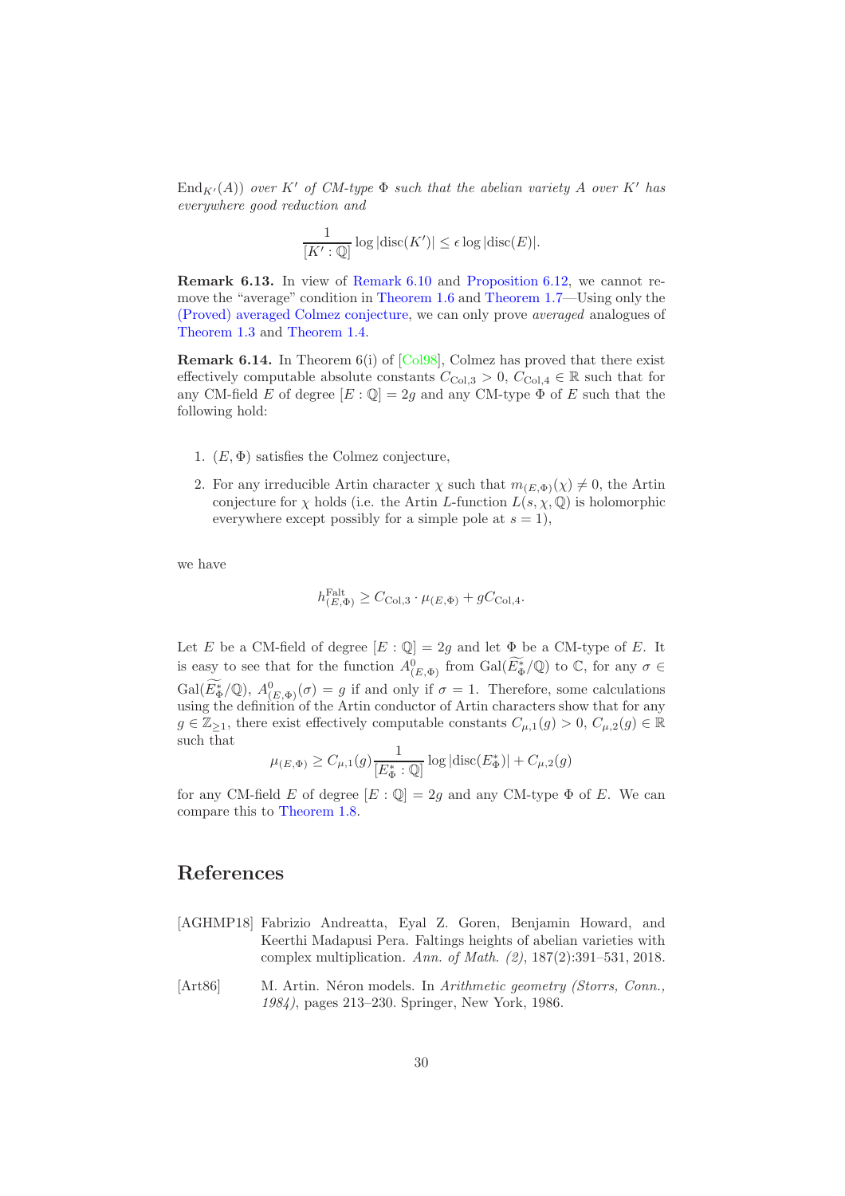$\mathrm{End}_{K'}(A)$) *over* $K'$ *of CM-type* $\Phi$ *such that the abelian variety* $A$ *over* $K'$ *has everywhere good reduction and*

$$\frac{1}{[K':\mathbb{Q}]}\log|\mathrm{disc}(K')| \leq \epsilon \log|\mathrm{disc}(E)|.$$

**Remark 6.13.** In view of Remark 6.10 and Proposition 6.12, we cannot remove the "average" condition in Theorem 1.6 and Theorem 1.7—Using only the (Proved) averaged Colmez conjecture, we can only prove *averaged* analogues of Theorem 1.3 and Theorem 1.4.

**Remark 6.14.** In Theorem 6(i) of [Col98], Colmez has proved that there exist effectively computable absolute constants $C_{\mathrm{Col},3} > 0$, $C_{\mathrm{Col},4} \in \mathbb{R}$ such that for any CM-field $E$ of degree $[E:\mathbb{Q}] = 2g$ and any CM-type $\Phi$ of $E$ such that the following hold:

1. $(E,\Phi)$ satisfies the Colmez conjecture,
2. For any irreducible Artin character $\chi$ such that $m_{(E,\Phi)}(\chi) \neq 0$, the Artin conjecture for $\chi$ holds (i.e. the Artin $L$-function $L(s,\chi,\mathbb{Q})$ is holomorphic everywhere except possibly for a simple pole at $s=1$),

we have

$$h^{\mathrm{Falt}}_{(E,\Phi)} \geq C_{\mathrm{Col},3}\cdot \mu_{(E,\Phi)} + gC_{\mathrm{Col},4}.$$

Let $E$ be a CM-field of degree $[E:\mathbb{Q}] = 2g$ and let $\Phi$ be a CM-type of $E$. It is easy to see that for the function $A^0_{(E,\Phi)}$ from $\mathrm{Gal}(\widetilde{E^*_\Phi}/\mathbb{Q})$ to $\mathbb{C}$, for any $\sigma \in \mathrm{Gal}(\widetilde{E^*_\Phi}/\mathbb{Q})$, $A^0_{(E,\Phi)}(\sigma) = g$ if and only if $\sigma = 1$. Therefore, some calculations using the definition of the Artin conductor of Artin characters show that for any $g \in \mathbb{Z}_{\geq 1}$, there exist effectively computable constants $C_{\mu,1}(g) > 0$, $C_{\mu,2}(g) \in \mathbb{R}$ such that

$$\mu_{(E,\Phi)} \geq C_{\mu,1}(g)\frac{1}{[E^*_\Phi:\mathbb{Q}]}\log|\mathrm{disc}(E^*_\Phi)| + C_{\mu,2}(g)$$

for any CM-field $E$ of degree $[E:\mathbb{Q}] = 2g$ and any CM-type $\Phi$ of $E$. We can compare this to Theorem 1.8.

# References

[AGHMP18] Fabrizio Andreatta, Eyal Z. Goren, Benjamin Howard, and Keerthi Madapusi Pera. Faltings heights of abelian varieties with complex multiplication. *Ann. of Math. (2)*, 187(2):391–531, 2018.

[Art86] M. Artin. Néron models. In *Arithmetic geometry (Storrs, Conn., 1984)*, pages 213–230. Springer, New York, 1986.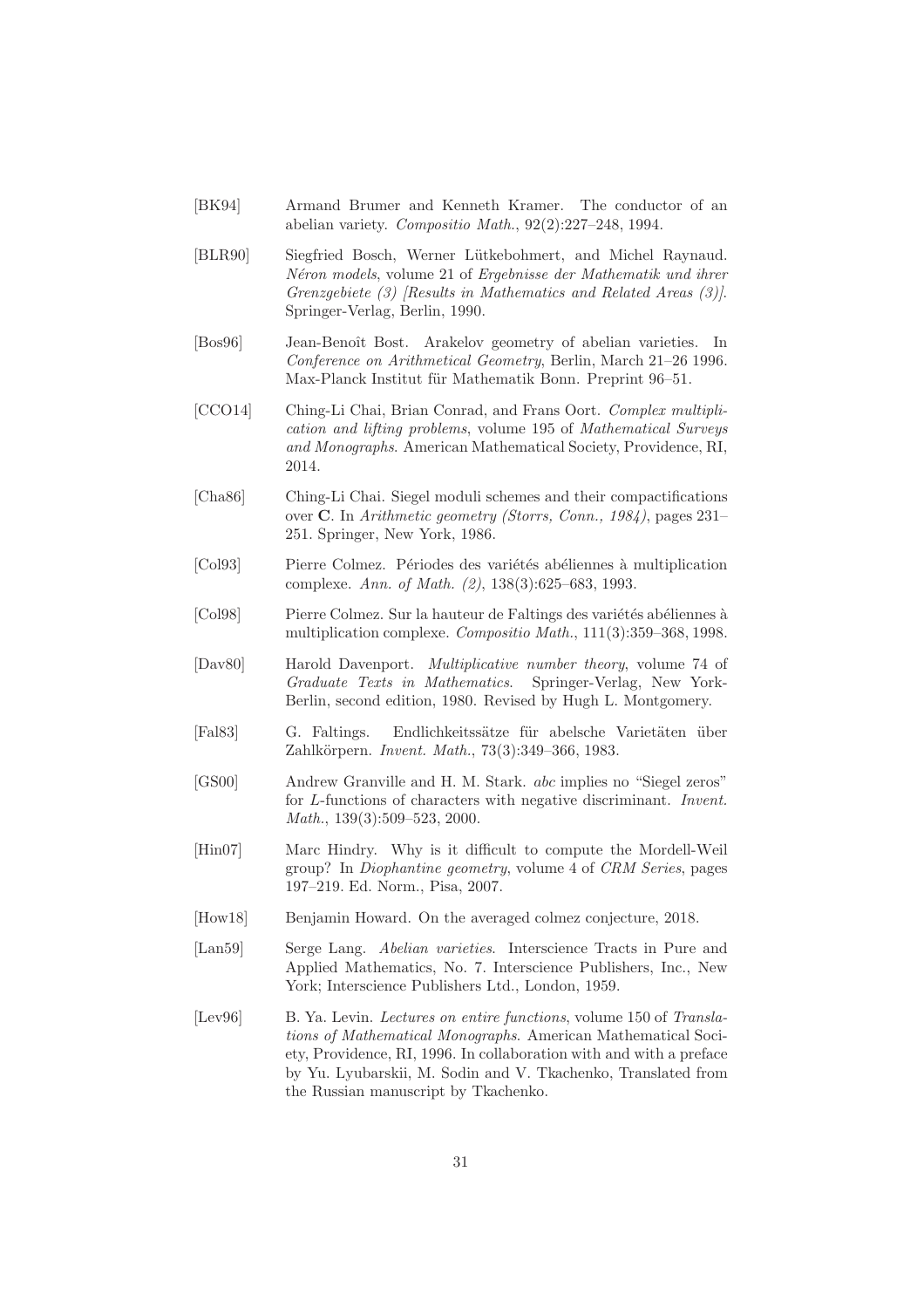[BK94] Armand Brumer and Kenneth Kramer. The conductor of an abelian variety. *Compositio Math.*, 92(2):227–248, 1994.

[BLR90] Siegfried Bosch, Werner Lütkebohmert, and Michel Raynaud. *Néron models*, volume 21 of *Ergebnisse der Mathematik und ihrer Grenzgebiete (3) [Results in Mathematics and Related Areas (3)]*. Springer-Verlag, Berlin, 1990.

[Bos96] Jean-Benoît Bost. Arakelov geometry of abelian varieties. In *Conference on Arithmetical Geometry*, Berlin, March 21–26 1996. Max-Planck Institut für Mathematik Bonn. Preprint 96–51.

[CCO14] Ching-Li Chai, Brian Conrad, and Frans Oort. *Complex multiplication and lifting problems*, volume 195 of *Mathematical Surveys and Monographs*. American Mathematical Society, Providence, RI, 2014.

[Cha86] Ching-Li Chai. Siegel moduli schemes and their compactifications over **C**. In *Arithmetic geometry (Storrs, Conn., 1984)*, pages 231–251. Springer, New York, 1986.

[Col93] Pierre Colmez. Périodes des variétés abéliennes à multiplication complexe. *Ann. of Math. (2)*, 138(3):625–683, 1993.

[Col98] Pierre Colmez. Sur la hauteur de Faltings des variétés abéliennes à multiplication complexe. *Compositio Math.*, 111(3):359–368, 1998.

[Dav80] Harold Davenport. *Multiplicative number theory*, volume 74 of *Graduate Texts in Mathematics*. Springer-Verlag, New York-Berlin, second edition, 1980. Revised by Hugh L. Montgomery.

[Fal83] G. Faltings. Endlichkeitssätze für abelsche Varietäten über Zahlkörpern. *Invent. Math.*, 73(3):349–366, 1983.

[GS00] Andrew Granville and H. M. Stark. *abc* implies no "Siegel zeros" for *L*-functions of characters with negative discriminant. *Invent. Math.*, 139(3):509–523, 2000.

[Hin07] Marc Hindry. Why is it difficult to compute the Mordell-Weil group? In *Diophantine geometry*, volume 4 of *CRM Series*, pages 197–219. Ed. Norm., Pisa, 2007.

[How18] Benjamin Howard. On the averaged colmez conjecture, 2018.

[Lan59] Serge Lang. *Abelian varieties*. Interscience Tracts in Pure and Applied Mathematics, No. 7. Interscience Publishers, Inc., New York; Interscience Publishers Ltd., London, 1959.

[Lev96] B. Ya. Levin. *Lectures on entire functions*, volume 150 of *Translations of Mathematical Monographs*. American Mathematical Society, Providence, RI, 1996. In collaboration with and with a preface by Yu. Lyubarskii, M. Sodin and V. Tkachenko, Translated from the Russian manuscript by Tkachenko.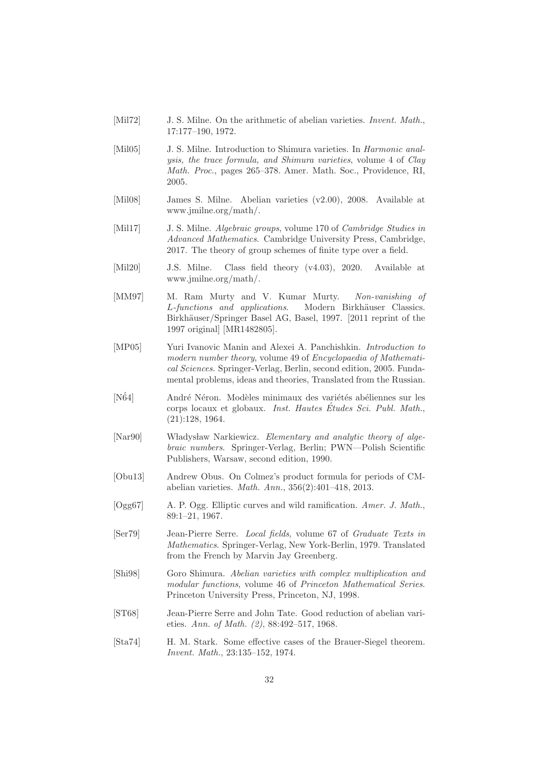[Mil72] J. S. Milne. On the arithmetic of abelian varieties. *Invent. Math.*, 17:177–190, 1972.

[Mil05] J. S. Milne. Introduction to Shimura varieties. In *Harmonic analysis, the trace formula, and Shimura varieties*, volume 4 of *Clay Math. Proc.*, pages 265–378. Amer. Math. Soc., Providence, RI, 2005.

[Mil08] James S. Milne. Abelian varieties (v2.00), 2008. Available at www.jmilne.org/math/.

[Mil17] J. S. Milne. *Algebraic groups*, volume 170 of *Cambridge Studies in Advanced Mathematics*. Cambridge University Press, Cambridge, 2017. The theory of group schemes of finite type over a field.

[Mil20] J.S. Milne. Class field theory (v4.03), 2020. Available at www.jmilne.org/math/.

[MM97] M. Ram Murty and V. Kumar Murty. *Non-vanishing of L-functions and applications*. Modern Birkhäuser Classics. Birkhäuser/Springer Basel AG, Basel, 1997. [2011 reprint of the 1997 original] [MR1482805].

[MP05] Yuri Ivanovic Manin and Alexei A. Panchishkin. *Introduction to modern number theory*, volume 49 of *Encyclopaedia of Mathematical Sciences*. Springer-Verlag, Berlin, second edition, 2005. Fundamental problems, ideas and theories, Translated from the Russian.

[N6́4] André Néron. Modèles minimaux des variétés abéliennes sur les corps locaux et globaux. *Inst. Hautes Études Sci. Publ. Math.*, (21):128, 1964.

[Nar90] Władysław Narkiewicz. *Elementary and analytic theory of algebraic numbers*. Springer-Verlag, Berlin; PWN—Polish Scientific Publishers, Warsaw, second edition, 1990.

[Obu13] Andrew Obus. On Colmez's product formula for periods of CM-abelian varieties. *Math. Ann.*, 356(2):401–418, 2013.

[Ogg67] A. P. Ogg. Elliptic curves and wild ramification. *Amer. J. Math.*, 89:1–21, 1967.

[Ser79] Jean-Pierre Serre. *Local fields*, volume 67 of *Graduate Texts in Mathematics*. Springer-Verlag, New York-Berlin, 1979. Translated from the French by Marvin Jay Greenberg.

[Shi98] Goro Shimura. *Abelian varieties with complex multiplication and modular functions*, volume 46 of *Princeton Mathematical Series*. Princeton University Press, Princeton, NJ, 1998.

[ST68] Jean-Pierre Serre and John Tate. Good reduction of abelian varieties. *Ann. of Math. (2)*, 88:492–517, 1968.

[Sta74] H. M. Stark. Some effective cases of the Brauer-Siegel theorem. *Invent. Math.*, 23:135–152, 1974.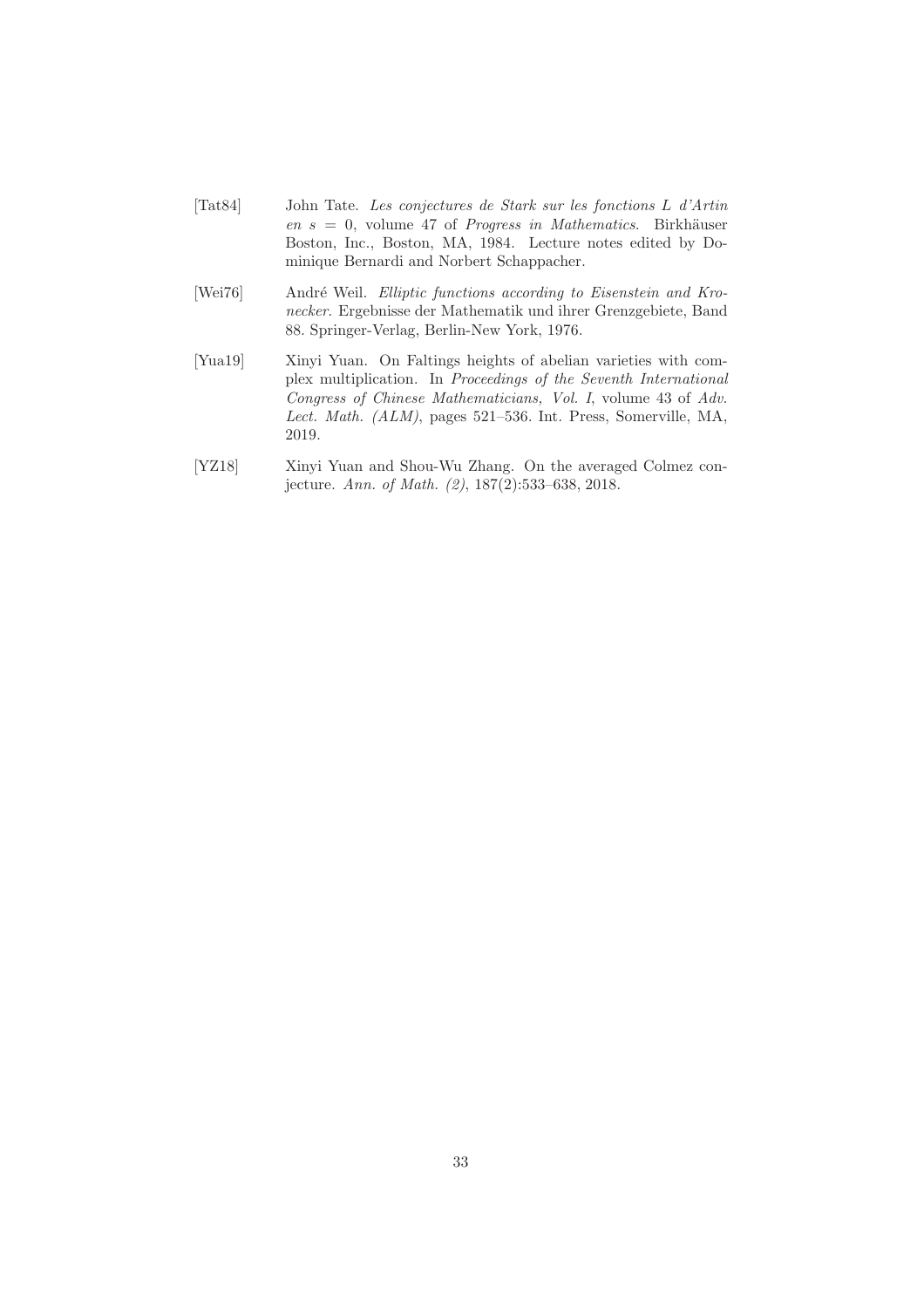[Tat84] John Tate. *Les conjectures de Stark sur les fonctions L d'Artin en $s = 0$*, volume 47 of *Progress in Mathematics*. Birkhäuser Boston, Inc., Boston, MA, 1984. Lecture notes edited by Dominique Bernardi and Norbert Schappacher.

[Wei76] André Weil. *Elliptic functions according to Eisenstein and Kronecker*. Ergebnisse der Mathematik und ihrer Grenzgebiete, Band 88. Springer-Verlag, Berlin-New York, 1976.

[Yua19] Xinyi Yuan. On Faltings heights of abelian varieties with complex multiplication. In *Proceedings of the Seventh International Congress of Chinese Mathematicians, Vol. I*, volume 43 of *Adv. Lect. Math. (ALM)*, pages 521–536. Int. Press, Somerville, MA, 2019.

[YZ18] Xinyi Yuan and Shou-Wu Zhang. On the averaged Colmez conjecture. *Ann. of Math. (2)*, 187(2):533–638, 2018.